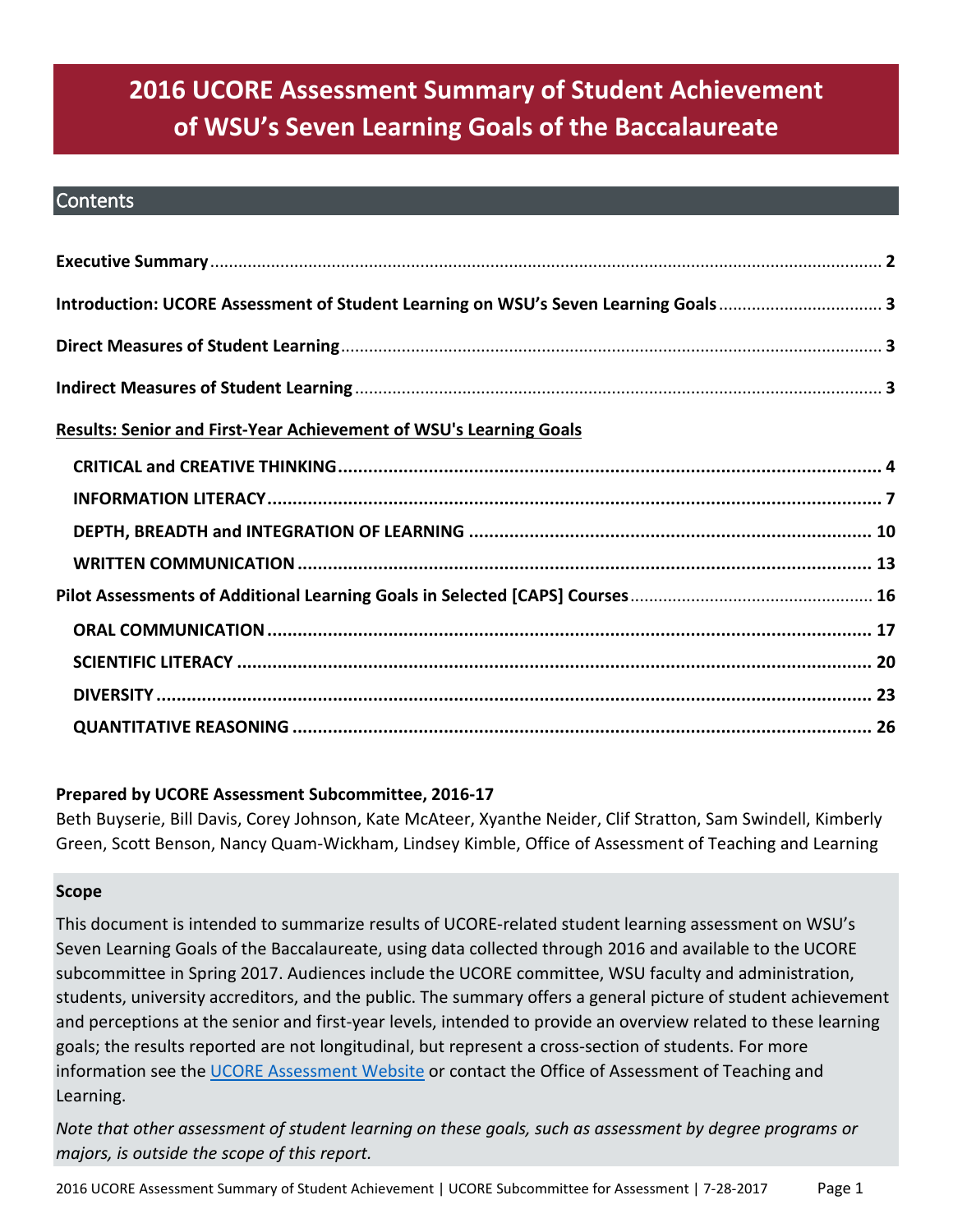# 2016 UCORE Assessment Summary of Student Achievement of WSU's Seven Learning Goals of the Baccalaureate

## Contents

**Executive Summary** .......... 2

**Introduction: UCORE Assessment of Student Learning on WSU's Seven Learning Goals** .......... 3

**Direct Measures of Student Learning** .......... 3

**Indirect Measures of Student Learning** .......... 3

**Results: Senior and First-Year Achievement of WSU's Learning Goals**

- **CRITICAL and CREATIVE THINKING** .......... 4
- **INFORMATION LITERACY** .......... 7
- **DEPTH, BREADTH and INTEGRATION OF LEARNING** .......... 10
- **WRITTEN COMMUNICATION** .......... 13

**Pilot Assessments of Additional Learning Goals in Selected [CAPS] Courses** .......... 16

- **ORAL COMMUNICATION** .......... 17
- **SCIENTIFIC LITERACY** .......... 20
- **DIVERSITY** .......... 23
- **QUANTITATIVE REASONING** .......... 26

**Prepared by UCORE Assessment Subcommittee, 2016-17**

Beth Buyserie, Bill Davis, Corey Johnson, Kate McAteer, Xyanthe Neider, Clif Stratton, Sam Swindell, Kimberly Green, Scott Benson, Nancy Quam-Wickham, Lindsey Kimble, Office of Assessment of Teaching and Learning

**Scope**

This document is intended to summarize results of UCORE-related student learning assessment on WSU's Seven Learning Goals of the Baccalaureate, using data collected through 2016 and available to the UCORE subcommittee in Spring 2017. Audiences include the UCORE committee, WSU faculty and administration, students, university accreditors, and the public. The summary offers a general picture of student achievement and perceptions at the senior and first-year levels, intended to provide an overview related to these learning goals; the results reported are not longitudinal, but represent a cross-section of students. For more information see the UCORE Assessment Website or contact the Office of Assessment of Teaching and Learning.

*Note that other assessment of student learning on these goals, such as assessment by degree programs or majors, is outside the scope of this report.*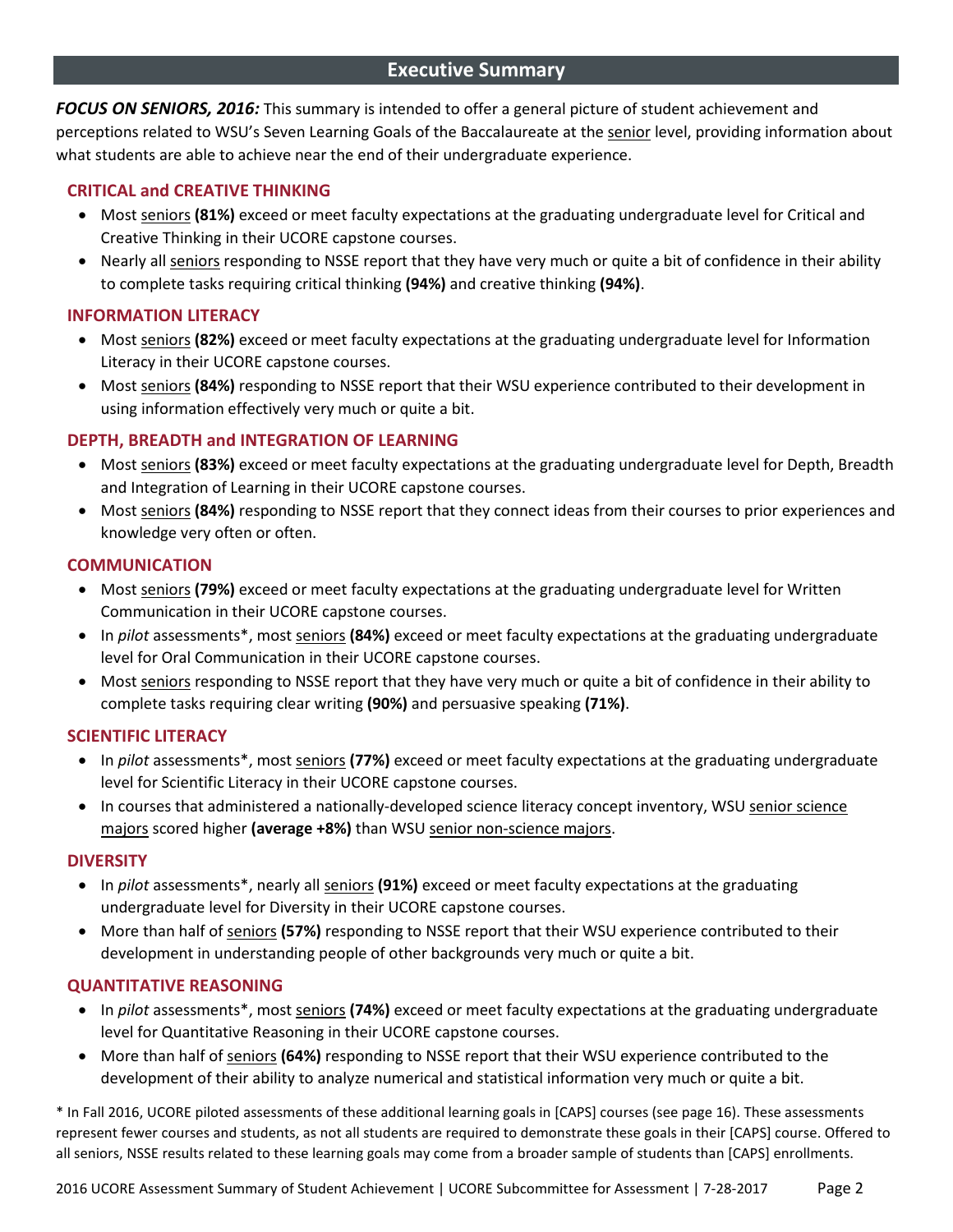## Executive Summary

***FOCUS ON SENIORS, 2016:*** This summary is intended to offer a general picture of student achievement and perceptions related to WSU's Seven Learning Goals of the Baccalaureate at the senior level, providing information about what students are able to achieve near the end of their undergraduate experience.

### CRITICAL and CREATIVE THINKING

- Most seniors **(81%)** exceed or meet faculty expectations at the graduating undergraduate level for Critical and Creative Thinking in their UCORE capstone courses.
- Nearly all seniors responding to NSSE report that they have very much or quite a bit of confidence in their ability to complete tasks requiring critical thinking **(94%)** and creative thinking **(94%)**.

### INFORMATION LITERACY

- Most seniors **(82%)** exceed or meet faculty expectations at the graduating undergraduate level for Information Literacy in their UCORE capstone courses.
- Most seniors **(84%)** responding to NSSE report that their WSU experience contributed to their development in using information effectively very much or quite a bit.

### DEPTH, BREADTH and INTEGRATION OF LEARNING

- Most seniors **(83%)** exceed or meet faculty expectations at the graduating undergraduate level for Depth, Breadth and Integration of Learning in their UCORE capstone courses.
- Most seniors **(84%)** responding to NSSE report that they connect ideas from their courses to prior experiences and knowledge very often or often.

### COMMUNICATION

- Most seniors **(79%)** exceed or meet faculty expectations at the graduating undergraduate level for Written Communication in their UCORE capstone courses.
- In *pilot* assessments*, most seniors **(84%)** exceed or meet faculty expectations at the graduating undergraduate level for Oral Communication in their UCORE capstone courses.
- Most seniors responding to NSSE report that they have very much or quite a bit of confidence in their ability to complete tasks requiring clear writing **(90%)** and persuasive speaking **(71%)**.

### SCIENTIFIC LITERACY

- In *pilot* assessments*, most seniors **(77%)** exceed or meet faculty expectations at the graduating undergraduate level for Scientific Literacy in their UCORE capstone courses.
- In courses that administered a nationally-developed science literacy concept inventory, WSU senior science majors scored higher **(average +8%)** than WSU senior non-science majors.

### DIVERSITY

- In *pilot* assessments*, nearly all seniors **(91%)** exceed or meet faculty expectations at the graduating undergraduate level for Diversity in their UCORE capstone courses.
- More than half of seniors **(57%)** responding to NSSE report that their WSU experience contributed to their development in understanding people of other backgrounds very much or quite a bit.

### QUANTITATIVE REASONING

- In *pilot* assessments*, most seniors **(74%)** exceed or meet faculty expectations at the graduating undergraduate level for Quantitative Reasoning in their UCORE capstone courses.
- More than half of seniors **(64%)** responding to NSSE report that their WSU experience contributed to the development of their ability to analyze numerical and statistical information very much or quite a bit.

* In Fall 2016, UCORE piloted assessments of these additional learning goals in [CAPS] courses (see page 16). These assessments represent fewer courses and students, as not all students are required to demonstrate these goals in their [CAPS] course. Offered to all seniors, NSSE results related to these learning goals may come from a broader sample of students than [CAPS] enrollments.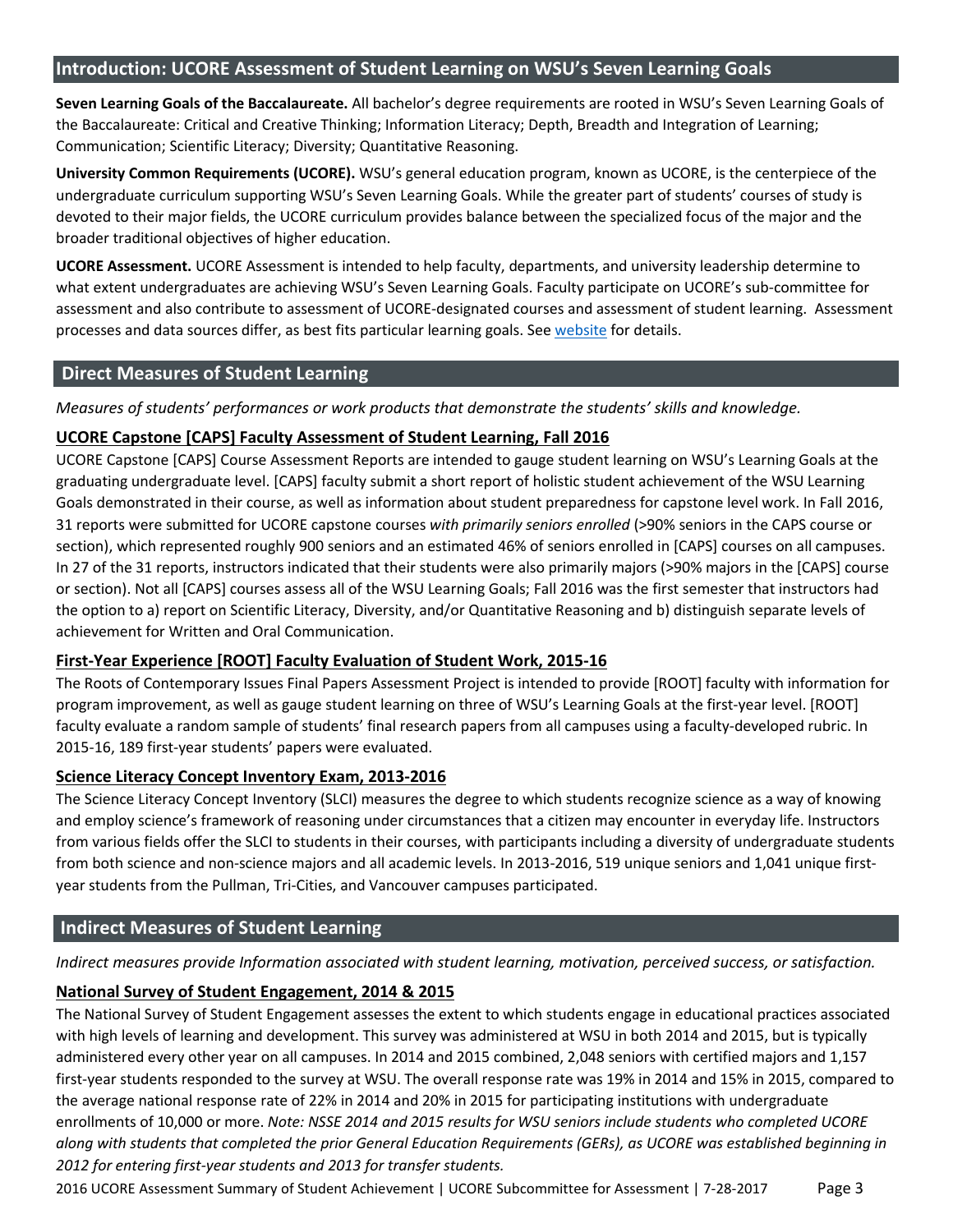## Introduction: UCORE Assessment of Student Learning on WSU's Seven Learning Goals

**Seven Learning Goals of the Baccalaureate.** All bachelor's degree requirements are rooted in WSU's Seven Learning Goals of the Baccalaureate: Critical and Creative Thinking; Information Literacy; Depth, Breadth and Integration of Learning; Communication; Scientific Literacy; Diversity; Quantitative Reasoning.

**University Common Requirements (UCORE).** WSU's general education program, known as UCORE, is the centerpiece of the undergraduate curriculum supporting WSU's Seven Learning Goals. While the greater part of students' courses of study is devoted to their major fields, the UCORE curriculum provides balance between the specialized focus of the major and the broader traditional objectives of higher education.

**UCORE Assessment.** UCORE Assessment is intended to help faculty, departments, and university leadership determine to what extent undergraduates are achieving WSU's Seven Learning Goals. Faculty participate on UCORE's sub-committee for assessment and also contribute to assessment of UCORE-designated courses and assessment of student learning. Assessment processes and data sources differ, as best fits particular learning goals. See website for details.

## Direct Measures of Student Learning

*Measures of students' performances or work products that demonstrate the students' skills and knowledge.*

### UCORE Capstone [CAPS] Faculty Assessment of Student Learning, Fall 2016

UCORE Capstone [CAPS] Course Assessment Reports are intended to gauge student learning on WSU's Learning Goals at the graduating undergraduate level. [CAPS] faculty submit a short report of holistic student achievement of the WSU Learning Goals demonstrated in their course, as well as information about student preparedness for capstone level work. In Fall 2016, 31 reports were submitted for UCORE capstone courses *with primarily seniors enrolled* (>90% seniors in the CAPS course or section), which represented roughly 900 seniors and an estimated 46% of seniors enrolled in [CAPS] courses on all campuses. In 27 of the 31 reports, instructors indicated that their students were also primarily majors (>90% majors in the [CAPS] course or section). Not all [CAPS] courses assess all of the WSU Learning Goals; Fall 2016 was the first semester that instructors had the option to a) report on Scientific Literacy, Diversity, and/or Quantitative Reasoning and b) distinguish separate levels of achievement for Written and Oral Communication.

### First-Year Experience [ROOT] Faculty Evaluation of Student Work, 2015-16

The Roots of Contemporary Issues Final Papers Assessment Project is intended to provide [ROOT] faculty with information for program improvement, as well as gauge student learning on three of WSU's Learning Goals at the first-year level. [ROOT] faculty evaluate a random sample of students' final research papers from all campuses using a faculty-developed rubric. In 2015-16, 189 first-year students' papers were evaluated.

### Science Literacy Concept Inventory Exam, 2013-2016

The Science Literacy Concept Inventory (SLCI) measures the degree to which students recognize science as a way of knowing and employ science's framework of reasoning under circumstances that a citizen may encounter in everyday life. Instructors from various fields offer the SLCI to students in their courses, with participants including a diversity of undergraduate students from both science and non-science majors and all academic levels. In 2013-2016, 519 unique seniors and 1,041 unique first-year students from the Pullman, Tri-Cities, and Vancouver campuses participated.

## Indirect Measures of Student Learning

*Indirect measures provide Information associated with student learning, motivation, perceived success, or satisfaction.*

### National Survey of Student Engagement, 2014 & 2015

The National Survey of Student Engagement assesses the extent to which students engage in educational practices associated with high levels of learning and development. This survey was administered at WSU in both 2014 and 2015, but is typically administered every other year on all campuses. In 2014 and 2015 combined, 2,048 seniors with certified majors and 1,157 first-year students responded to the survey at WSU. The overall response rate was 19% in 2014 and 15% in 2015, compared to the average national response rate of 22% in 2014 and 20% in 2015 for participating institutions with undergraduate enrollments of 10,000 or more. *Note: NSSE 2014 and 2015 results for WSU seniors include students who completed UCORE along with students that completed the prior General Education Requirements (GERs), as UCORE was established beginning in 2012 for entering first-year students and 2013 for transfer students.*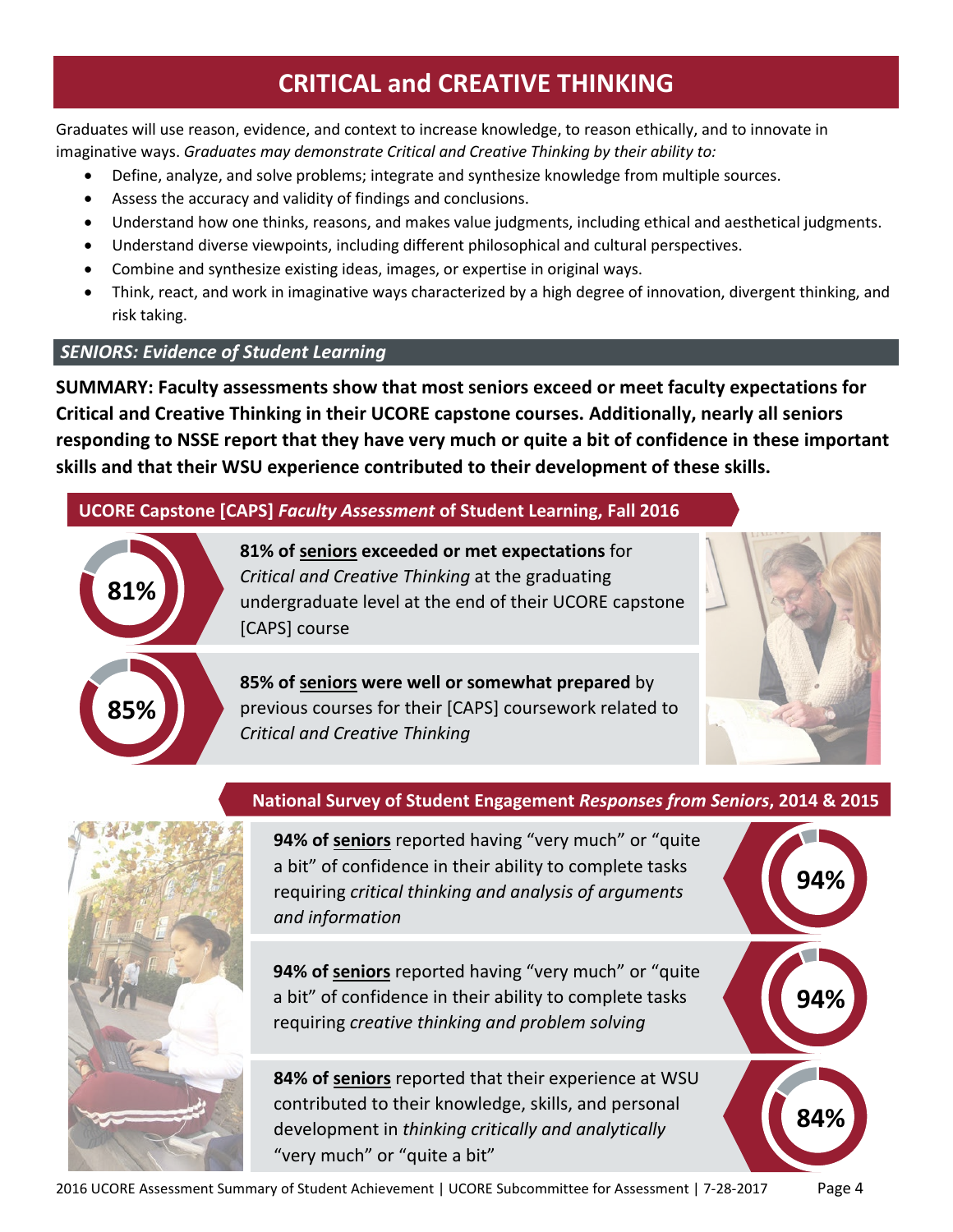# CRITICAL and CREATIVE THINKING

Graduates will use reason, evidence, and context to increase knowledge, to reason ethically, and to innovate in imaginative ways. *Graduates may demonstrate Critical and Creative Thinking by their ability to:*

- Define, analyze, and solve problems; integrate and synthesize knowledge from multiple sources.
- Assess the accuracy and validity of findings and conclusions.
- Understand how one thinks, reasons, and makes value judgments, including ethical and aesthetical judgments.
- Understand diverse viewpoints, including different philosophical and cultural perspectives.
- Combine and synthesize existing ideas, images, or expertise in original ways.
- Think, react, and work in imaginative ways characterized by a high degree of innovation, divergent thinking, and risk taking.

## *SENIORS: Evidence of Student Learning*

**SUMMARY: Faculty assessments show that most seniors exceed or meet faculty expectations for Critical and Creative Thinking in their UCORE capstone courses. Additionally, nearly all seniors responding to NSSE report that they have very much or quite a bit of confidence in these important skills and that their WSU experience contributed to their development of these skills.**

### UCORE Capstone [CAPS] *Faculty Assessment* of Student Learning, Fall 2016

**81%**

**81% of seniors exceeded or met expectations** for *Critical and Creative Thinking* at the graduating undergraduate level at the end of their UCORE capstone [CAPS] course

**85%**

**85% of seniors were well or somewhat prepared** by previous courses for their [CAPS] coursework related to *Critical and Creative Thinking*

### National Survey of Student Engagement *Responses from Seniors*, 2014 & 2015

**94%**

**94% of seniors** reported having "very much" or "quite a bit" of confidence in their ability to complete tasks requiring *critical thinking and analysis of arguments and information*

**94%**

**94% of seniors** reported having "very much" or "quite a bit" of confidence in their ability to complete tasks requiring *creative thinking and problem solving*

**84%**

**84% of seniors** reported that their experience at WSU contributed to their knowledge, skills, and personal development in *thinking critically and analytically* "very much" or "quite a bit"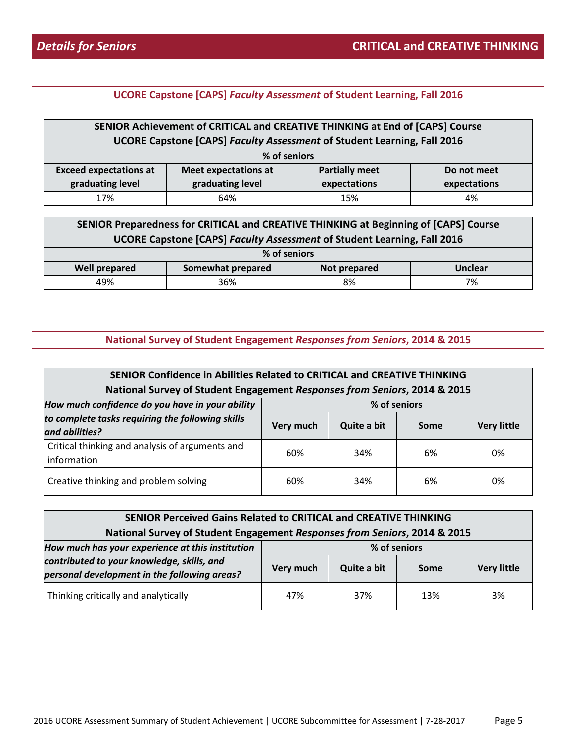## *Details for Seniors* — CRITICAL and CREATIVE THINKING

### UCORE Capstone [CAPS] *Faculty Assessment* of Student Learning, Fall 2016

**SENIOR Achievement of CRITICAL and CREATIVE THINKING at End of [CAPS] Course**
**UCORE Capstone [CAPS] *Faculty Assessment* of Student Learning, Fall 2016**

| % of seniors | | | |
|---|---|---|---|
| **Exceed expectations at graduating level** | **Meet expectations at graduating level** | **Partially meet expectations** | **Do not meet expectations** |
| 17% | 64% | 15% | 4% |

**SENIOR Preparedness for CRITICAL and CREATIVE THINKING at Beginning of [CAPS] Course**
**UCORE Capstone [CAPS] *Faculty Assessment* of Student Learning, Fall 2016**

| % of seniors | | | |
|---|---|---|---|
| **Well prepared** | **Somewhat prepared** | **Not prepared** | **Unclear** |
| 49% | 36% | 8% | 7% |

### National Survey of Student Engagement *Responses from Seniors*, 2014 & 2015

**SENIOR Confidence in Abilities Related to CRITICAL and CREATIVE THINKING**
**National Survey of Student Engagement *Responses from Seniors*, 2014 & 2015**

| ***How much confidence do you have in your ability to complete tasks requiring the following skills and abilities?*** | % of seniors | | | |
|---|---|---|---|---|
| | **Very much** | **Quite a bit** | **Some** | **Very little** |
| Critical thinking and analysis of arguments and information | 60% | 34% | 6% | 0% |
| Creative thinking and problem solving | 60% | 34% | 6% | 0% |

**SENIOR Perceived Gains Related to CRITICAL and CREATIVE THINKING**
**National Survey of Student Engagement *Responses from Seniors*, 2014 & 2015**

| ***How much has your experience at this institution contributed to your knowledge, skills, and personal development in the following areas?*** | % of seniors | | | |
|---|---|---|---|---|
| | **Very much** | **Quite a bit** | **Some** | **Very little** |
| Thinking critically and analytically | 47% | 37% | 13% | 3% |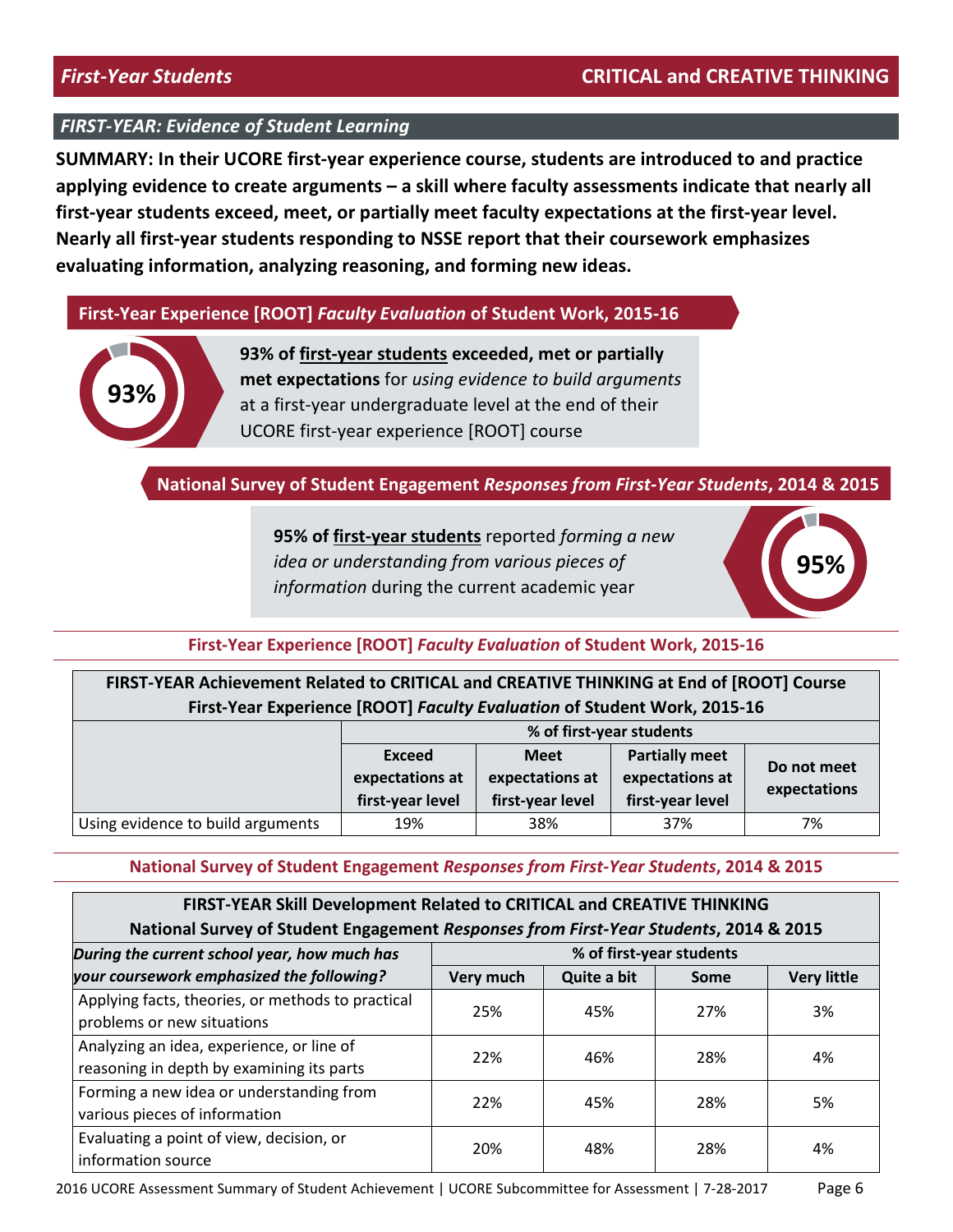## *First-Year Students* — CRITICAL and CREATIVE THINKING

### *FIRST-YEAR: Evidence of Student Learning*

**SUMMARY: In their UCORE first-year experience course, students are introduced to and practice applying evidence to create arguments – a skill where faculty assessments indicate that nearly all first-year students exceed, meet, or partially meet faculty expectations at the first-year level. Nearly all first-year students responding to NSSE report that their coursework emphasizes evaluating information, analyzing reasoning, and forming new ideas.**

#### First-Year Experience [ROOT] *Faculty Evaluation* of Student Work, 2015-16

**93%**

**93% of first-year students exceeded, met or partially met expectations** for *using evidence to build arguments* at a first-year undergraduate level at the end of their UCORE first-year experience [ROOT] course

#### National Survey of Student Engagement *Responses from First-Year Students*, 2014 & 2015

**95% of first-year students** reported *forming a new idea or understanding from various pieces of information* during the current academic year

**95%**

#### First-Year Experience [ROOT] *Faculty Evaluation* of Student Work, 2015-16

**FIRST-YEAR Achievement Related to CRITICAL and CREATIVE THINKING at End of [ROOT] Course**
**First-Year Experience [ROOT] *Faculty Evaluation* of Student Work, 2015-16**

| | % of first-year students | | | |
|---|---|---|---|---|
| | Exceed expectations at first-year level | Meet expectations at first-year level | Partially meet expectations at first-year level | Do not meet expectations |
| Using evidence to build arguments | 19% | 38% | 37% | 7% |

#### National Survey of Student Engagement *Responses from First-Year Students*, 2014 & 2015

**FIRST-YEAR Skill Development Related to CRITICAL and CREATIVE THINKING**
**National Survey of Student Engagement *Responses from First-Year Students*, 2014 & 2015**

| *During the current school year, how much has your coursework emphasized the following?* | % of first-year students | | | |
|---|---|---|---|---|
| | Very much | Quite a bit | Some | Very little |
| Applying facts, theories, or methods to practical problems or new situations | 25% | 45% | 27% | 3% |
| Analyzing an idea, experience, or line of reasoning in depth by examining its parts | 22% | 46% | 28% | 4% |
| Forming a new idea or understanding from various pieces of information | 22% | 45% | 28% | 5% |
| Evaluating a point of view, decision, or information source | 20% | 48% | 28% | 4% |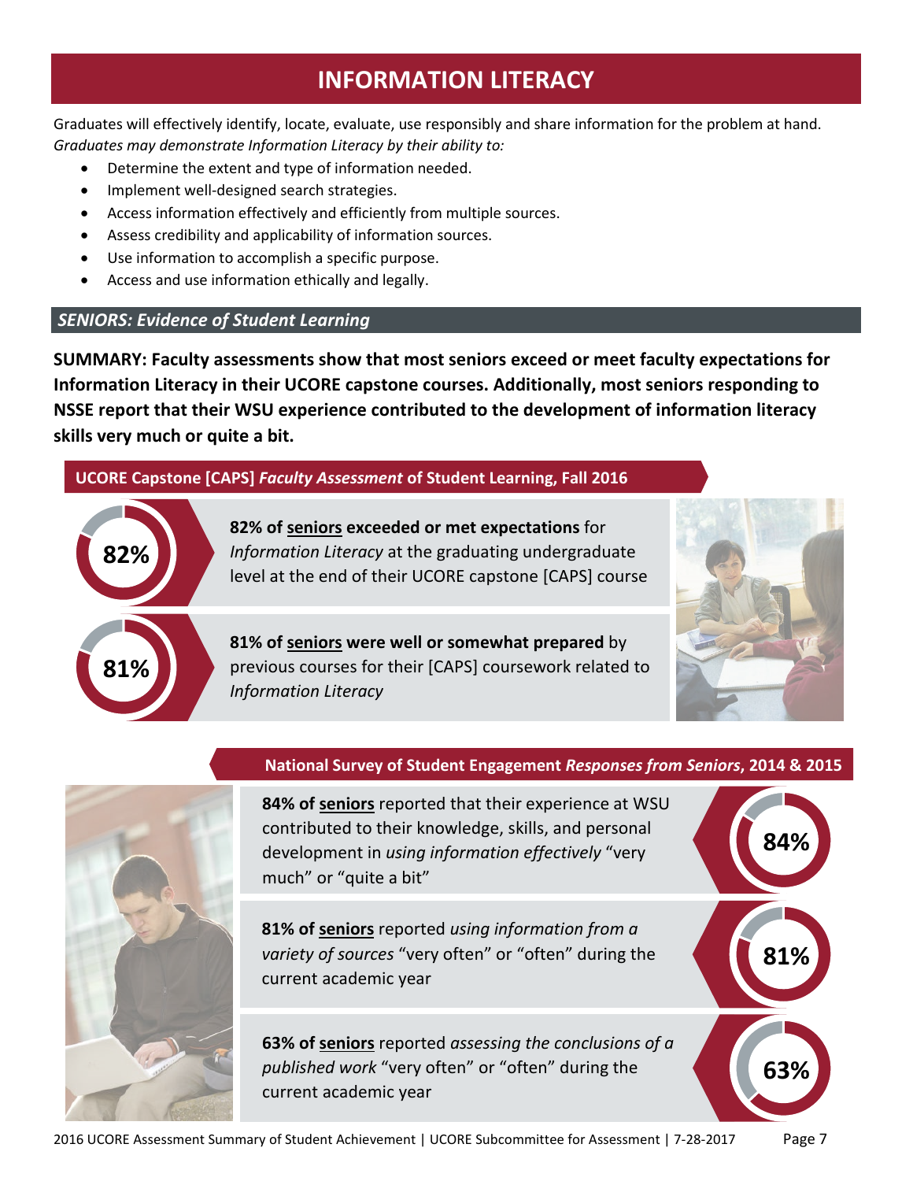# INFORMATION LITERACY

Graduates will effectively identify, locate, evaluate, use responsibly and share information for the problem at hand. *Graduates may demonstrate Information Literacy by their ability to:*

- Determine the extent and type of information needed.
- Implement well-designed search strategies.
- Access information effectively and efficiently from multiple sources.
- Assess credibility and applicability of information sources.
- Use information to accomplish a specific purpose.
- Access and use information ethically and legally.

## *SENIORS: Evidence of Student Learning*

**SUMMARY: Faculty assessments show that most seniors exceed or meet faculty expectations for Information Literacy in their UCORE capstone courses. Additionally, most seniors responding to NSSE report that their WSU experience contributed to the development of information literacy skills very much or quite a bit.**

### UCORE Capstone [CAPS] *Faculty Assessment* of Student Learning, Fall 2016

**82%**

**82% of seniors exceeded or met expectations** for *Information Literacy* at the graduating undergraduate level at the end of their UCORE capstone [CAPS] course

**81%**

**81% of seniors were well or somewhat prepared** by previous courses for their [CAPS] coursework related to *Information Literacy*

### National Survey of Student Engagement *Responses from Seniors*, 2014 & 2015

**84%**

**84% of seniors** reported that their experience at WSU contributed to their knowledge, skills, and personal development in *using information effectively* "very much" or "quite a bit"

**81%**

**81% of seniors** reported *using information from a variety of sources* "very often" or "often" during the current academic year

**63%**

**63% of seniors** reported *assessing the conclusions of a published work* "very often" or "often" during the current academic year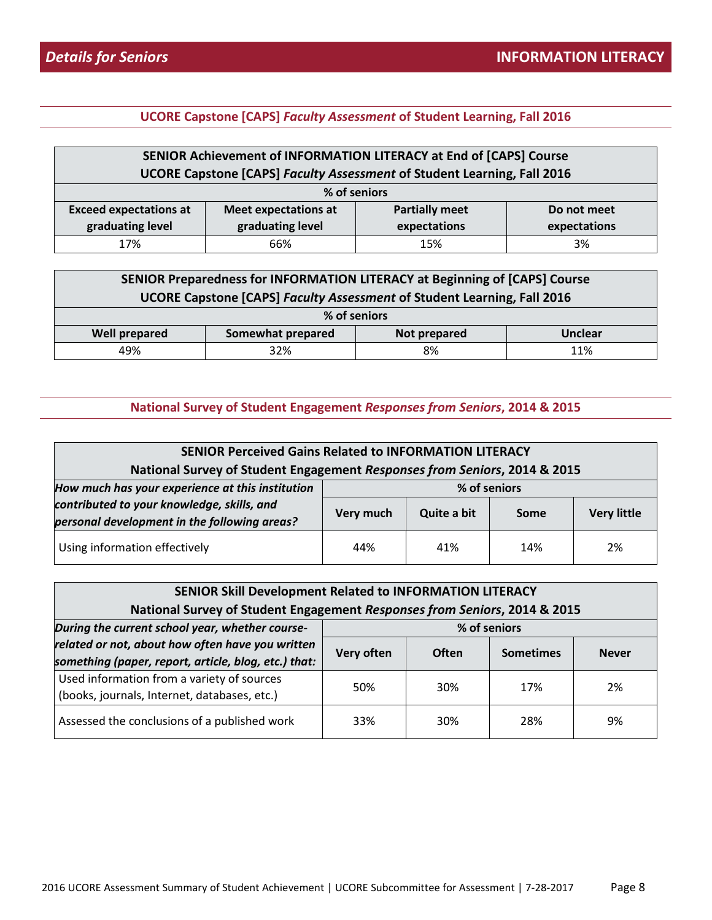**Details for Seniors** | **INFORMATION LITERACY**

## UCORE Capstone [CAPS] *Faculty Assessment* of Student Learning, Fall 2016

| SENIOR Achievement of INFORMATION LITERACY at End of [CAPS] Course<br>UCORE Capstone [CAPS] *Faculty Assessment* of Student Learning, Fall 2016 | | | |
|---|---|---|---|
| % of seniors | | | |
| Exceed expectations at graduating level | Meet expectations at graduating level | Partially meet expectations | Do not meet expectations |
| 17% | 66% | 15% | 3% |

| SENIOR Preparedness for INFORMATION LITERACY at Beginning of [CAPS] Course<br>UCORE Capstone [CAPS] *Faculty Assessment* of Student Learning, Fall 2016 | | | |
|---|---|---|---|
| % of seniors | | | |
| Well prepared | Somewhat prepared | Not prepared | Unclear |
| 49% | 32% | 8% | 11% |

## National Survey of Student Engagement *Responses from Seniors*, 2014 & 2015

| SENIOR Perceived Gains Related to INFORMATION LITERACY<br>National Survey of Student Engagement *Responses from Seniors*, 2014 & 2015 | | | | |
|---|---|---|---|---|
| *How much has your experience at this institution contributed to your knowledge, skills, and personal development in the following areas?* | % of seniors | | | |
| | Very much | Quite a bit | Some | Very little |
| Using information effectively | 44% | 41% | 14% | 2% |

| SENIOR Skill Development Related to INFORMATION LITERACY<br>National Survey of Student Engagement *Responses from Seniors*, 2014 & 2015 | | | | |
|---|---|---|---|---|
| *During the current school year, whether course-related or not, about how often have you written something (paper, report, article, blog, etc.) that:* | % of seniors | | | |
| | Very often | Often | Sometimes | Never |
| Used information from a variety of sources (books, journals, Internet, databases, etc.) | 50% | 30% | 17% | 2% |
| Assessed the conclusions of a published work | 33% | 30% | 28% | 9% |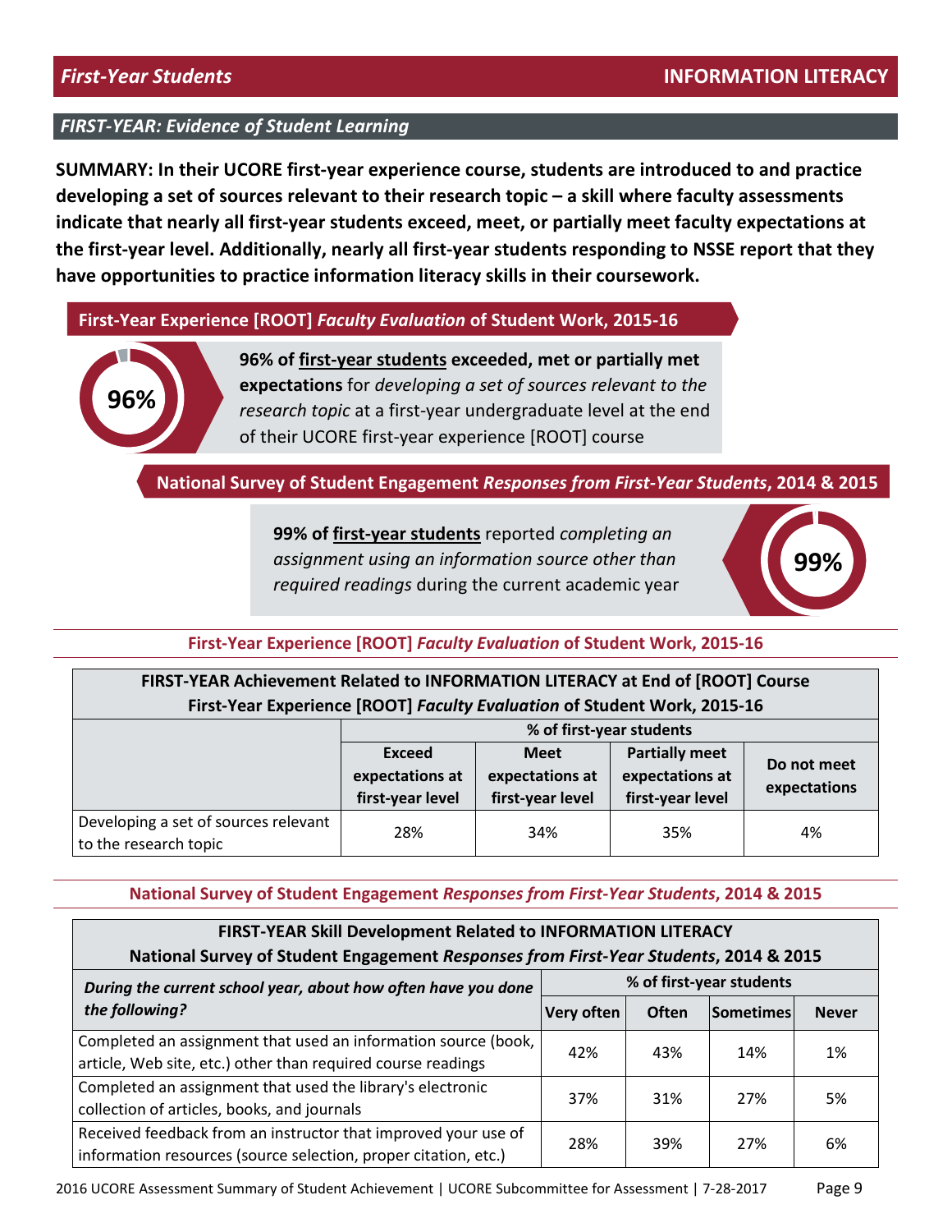## First-Year Students — INFORMATION LITERACY

### *FIRST-YEAR: Evidence of Student Learning*

**SUMMARY: In their UCORE first-year experience course, students are introduced to and practice developing a set of sources relevant to their research topic – a skill where faculty assessments indicate that nearly all first-year students exceed, meet, or partially meet faculty expectations at the first-year level. Additionally, nearly all first-year students responding to NSSE report that they have opportunities to practice information literacy skills in their coursework.**

**First-Year Experience [ROOT] *Faculty Evaluation* of Student Work, 2015-16**

**96%**

**96% of first-year students exceeded, met or partially met expectations** for *developing a set of sources relevant to the research topic* at a first-year undergraduate level at the end of their UCORE first-year experience [ROOT] course

**National Survey of Student Engagement *Responses from First-Year Students*, 2014 & 2015**

**99%**

**99% of first-year students** reported *completing an assignment using an information source other than required readings* during the current academic year

**First-Year Experience [ROOT] *Faculty Evaluation* of Student Work, 2015-16**

**FIRST-YEAR Achievement Related to INFORMATION LITERACY at End of [ROOT] Course**
**First-Year Experience [ROOT] *Faculty Evaluation* of Student Work, 2015-16**

| | % of first-year students | | | |
|---|---|---|---|---|
| | **Exceed expectations at first-year level** | **Meet expectations at first-year level** | **Partially meet expectations at first-year level** | **Do not meet expectations** |
| Developing a set of sources relevant to the research topic | 28% | 34% | 35% | 4% |

**National Survey of Student Engagement *Responses from First-Year Students*, 2014 & 2015**

**FIRST-YEAR Skill Development Related to INFORMATION LITERACY**
**National Survey of Student Engagement *Responses from First-Year Students*, 2014 & 2015**

| ***During the current school year, about how often have you done the following?*** | % of first-year students | | | |
|---|---|---|---|---|
| | **Very often** | **Often** | **Sometimes** | **Never** |
| Completed an assignment that used an information source (book, article, Web site, etc.) other than required course readings | 42% | 43% | 14% | 1% |
| Completed an assignment that used the library's electronic collection of articles, books, and journals | 37% | 31% | 27% | 5% |
| Received feedback from an instructor that improved your use of information resources (source selection, proper citation, etc.) | 28% | 39% | 27% | 6% |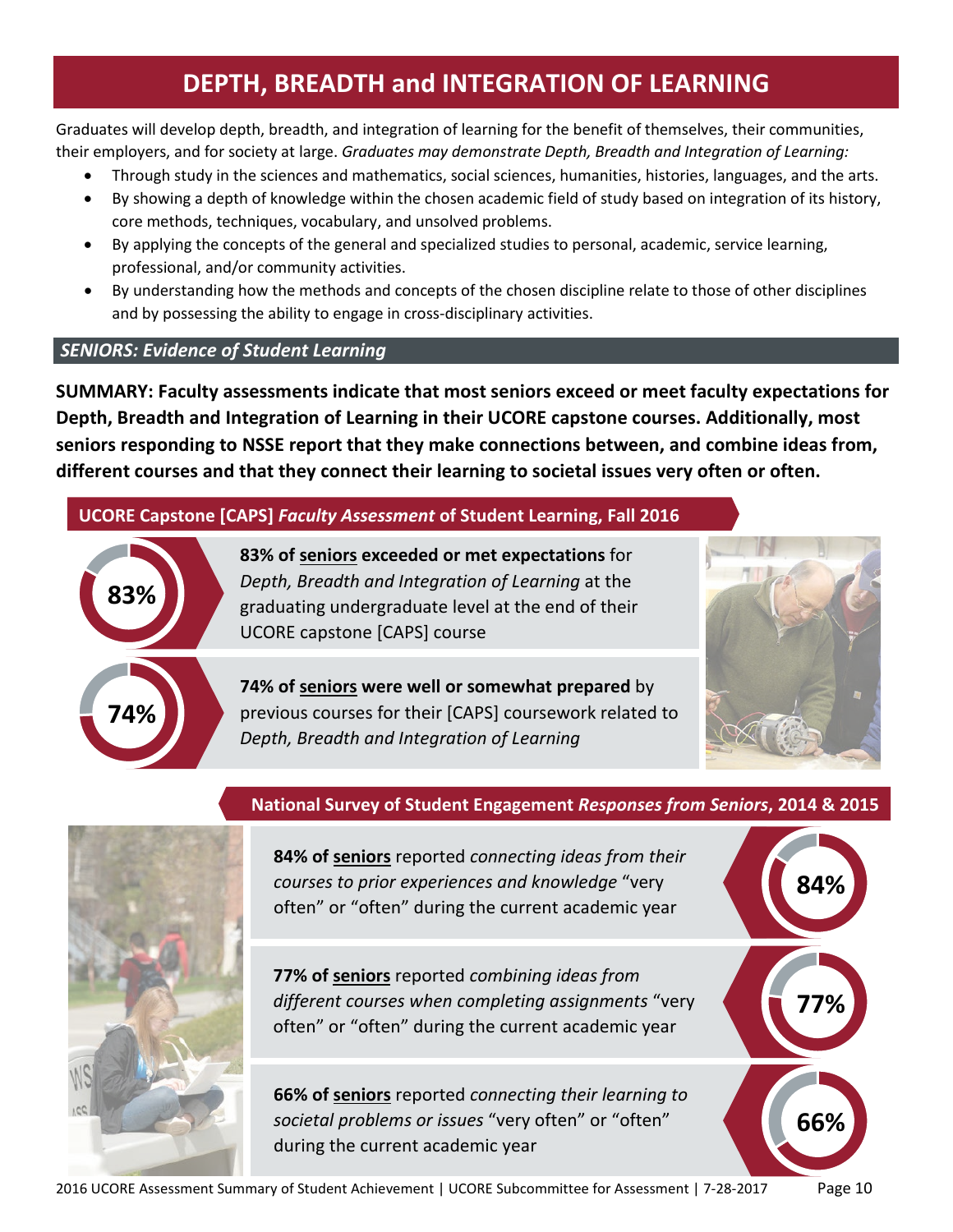# DEPTH, BREADTH and INTEGRATION OF LEARNING

Graduates will develop depth, breadth, and integration of learning for the benefit of themselves, their communities, their employers, and for society at large. *Graduates may demonstrate Depth, Breadth and Integration of Learning:*

- Through study in the sciences and mathematics, social sciences, humanities, histories, languages, and the arts.
- By showing a depth of knowledge within the chosen academic field of study based on integration of its history, core methods, techniques, vocabulary, and unsolved problems.
- By applying the concepts of the general and specialized studies to personal, academic, service learning, professional, and/or community activities.
- By understanding how the methods and concepts of the chosen discipline relate to those of other disciplines and by possessing the ability to engage in cross-disciplinary activities.

## *SENIORS: Evidence of Student Learning*

**SUMMARY: Faculty assessments indicate that most seniors exceed or meet faculty expectations for Depth, Breadth and Integration of Learning in their UCORE capstone courses. Additionally, most seniors responding to NSSE report that they make connections between, and combine ideas from, different courses and that they connect their learning to societal issues very often or often.**

### UCORE Capstone [CAPS] *Faculty Assessment* of Student Learning, Fall 2016

**83%**

**83% of seniors exceeded or met expectations** for *Depth, Breadth and Integration of Learning* at the graduating undergraduate level at the end of their UCORE capstone [CAPS] course

**74%**

**74% of seniors were well or somewhat prepared** by previous courses for their [CAPS] coursework related to *Depth, Breadth and Integration of Learning*

### National Survey of Student Engagement *Responses from Seniors*, 2014 & 2015

**84%**

**84% of seniors** reported *connecting ideas from their courses to prior experiences and knowledge* "very often" or "often" during the current academic year

**77%**

**77% of seniors** reported *combining ideas from different courses when completing assignments* "very often" or "often" during the current academic year

**66%**

**66% of seniors** reported *connecting their learning to societal problems or issues* "very often" or "often" during the current academic year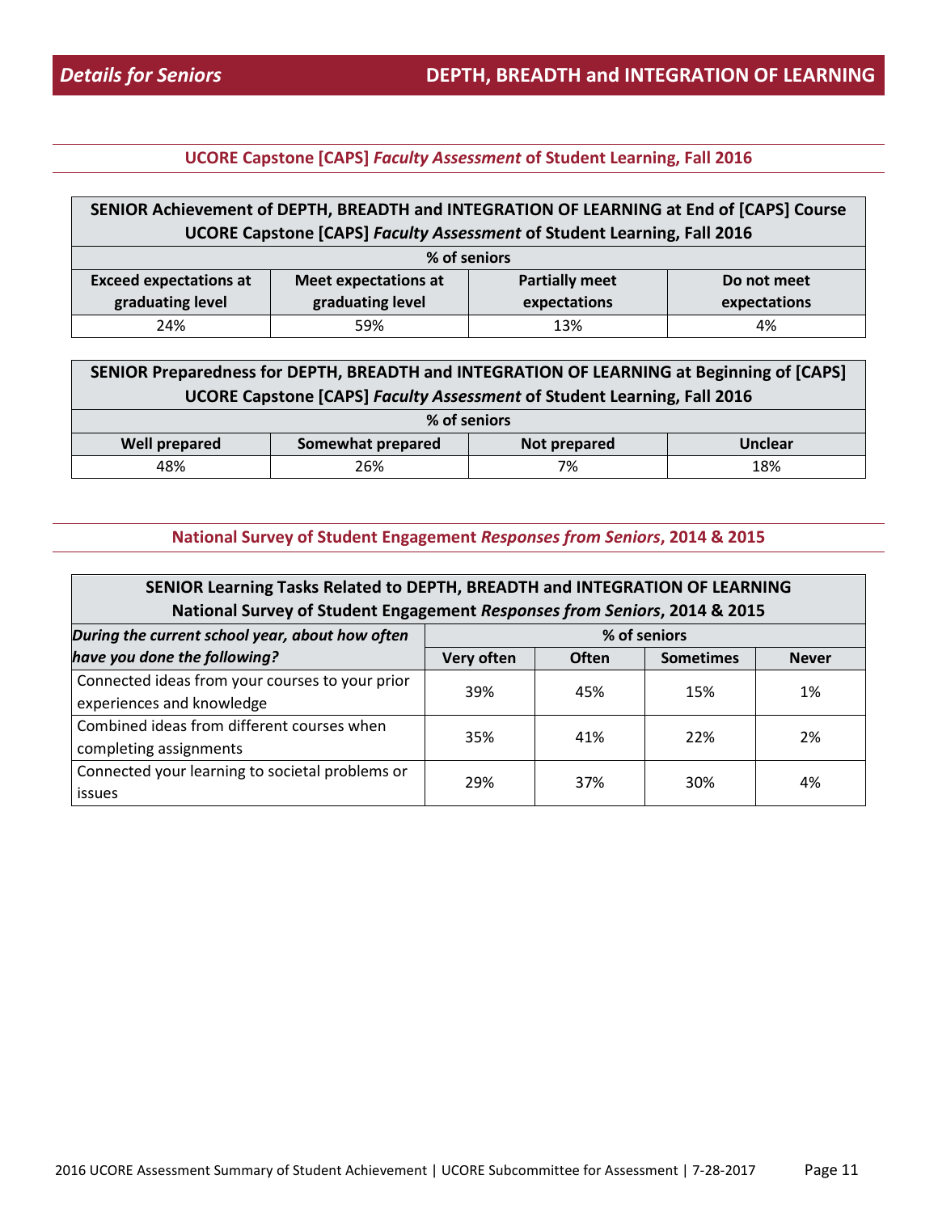## *Details for Seniors* — DEPTH, BREADTH and INTEGRATION OF LEARNING

### UCORE Capstone [CAPS] *Faculty Assessment* of Student Learning, Fall 2016

**SENIOR Achievement of DEPTH, BREADTH and INTEGRATION OF LEARNING at End of [CAPS] Course**
**UCORE Capstone [CAPS] *Faculty Assessment* of Student Learning, Fall 2016**

| % of seniors | | | |
|---|---|---|---|
| **Exceed expectations at graduating level** | **Meet expectations at graduating level** | **Partially meet expectations** | **Do not meet expectations** |
| 24% | 59% | 13% | 4% |

**SENIOR Preparedness for DEPTH, BREADTH and INTEGRATION OF LEARNING at Beginning of [CAPS]**
**UCORE Capstone [CAPS] *Faculty Assessment* of Student Learning, Fall 2016**

| % of seniors | | | |
|---|---|---|---|
| **Well prepared** | **Somewhat prepared** | **Not prepared** | **Unclear** |
| 48% | 26% | 7% | 18% |

### National Survey of Student Engagement *Responses from Seniors*, 2014 & 2015

**SENIOR Learning Tasks Related to DEPTH, BREADTH and INTEGRATION OF LEARNING**
**National Survey of Student Engagement *Responses from Seniors*, 2014 & 2015**

| ***During the current school year, about how often have you done the following?*** | % of seniors | | | |
|---|---|---|---|---|
| | **Very often** | **Often** | **Sometimes** | **Never** |
| Connected ideas from your courses to your prior experiences and knowledge | 39% | 45% | 15% | 1% |
| Combined ideas from different courses when completing assignments | 35% | 41% | 22% | 2% |
| Connected your learning to societal problems or issues | 29% | 37% | 30% | 4% |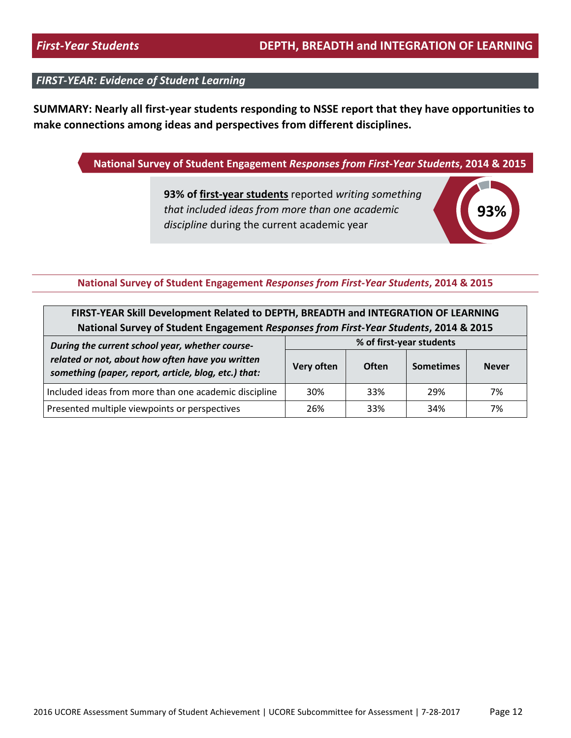## *First-Year Students* — DEPTH, BREADTH and INTEGRATION OF LEARNING

### *FIRST-YEAR: Evidence of Student Learning*

**SUMMARY: Nearly all first-year students responding to NSSE report that they have opportunities to make connections among ideas and perspectives from different disciplines.**

**National Survey of Student Engagement *Responses from First-Year Students*, 2014 & 2015**

**93% of first-year students** reported *writing something that included ideas from more than one academic discipline* during the current academic year

93%

**National Survey of Student Engagement *Responses from First-Year Students*, 2014 & 2015**

**FIRST-YEAR Skill Development Related to DEPTH, BREADTH and INTEGRATION OF LEARNING**
**National Survey of Student Engagement *Responses from First-Year Students*, 2014 & 2015**

| ***During the current school year, whether course-related or not, about how often have you written something (paper, report, article, blog, etc.) that:*** | **% of first-year students** | | | |
|---|---|---|---|---|
| | **Very often** | **Often** | **Sometimes** | **Never** |
| Included ideas from more than one academic discipline | 30% | 33% | 29% | 7% |
| Presented multiple viewpoints or perspectives | 26% | 33% | 34% | 7% |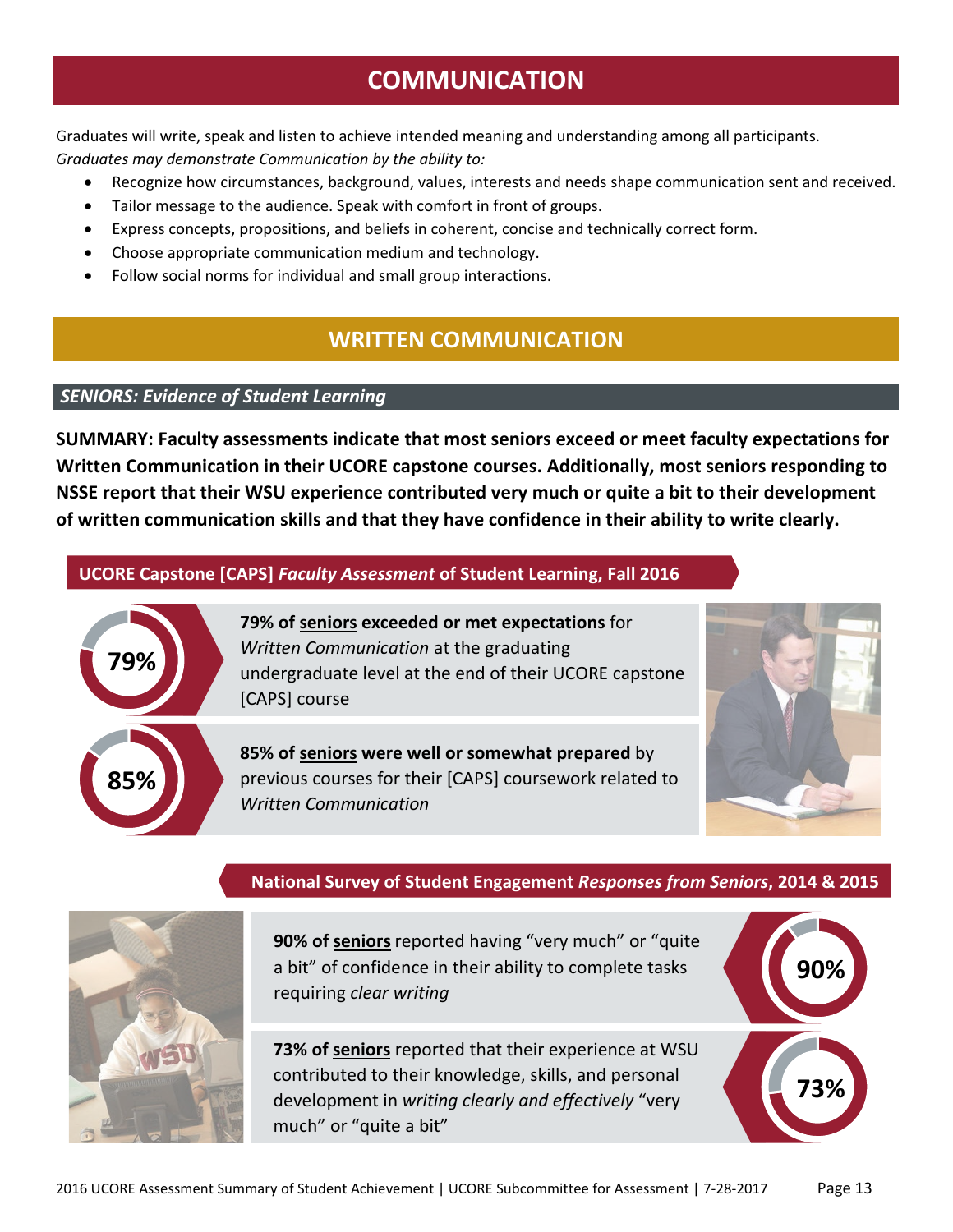# COMMUNICATION

Graduates will write, speak and listen to achieve intended meaning and understanding among all participants.
*Graduates may demonstrate Communication by the ability to:*

- Recognize how circumstances, background, values, interests and needs shape communication sent and received.
- Tailor message to the audience. Speak with comfort in front of groups.
- Express concepts, propositions, and beliefs in coherent, concise and technically correct form.
- Choose appropriate communication medium and technology.
- Follow social norms for individual and small group interactions.

## WRITTEN COMMUNICATION

### *SENIORS: Evidence of Student Learning*

**SUMMARY: Faculty assessments indicate that most seniors exceed or meet faculty expectations for Written Communication in their UCORE capstone courses. Additionally, most seniors responding to NSSE report that their WSU experience contributed very much or quite a bit to their development of written communication skills and that they have confidence in their ability to write clearly.**

#### UCORE Capstone [CAPS] *Faculty Assessment* of Student Learning, Fall 2016

**79%**

**79% of seniors exceeded or met expectations** for *Written Communication* at the graduating undergraduate level at the end of their UCORE capstone [CAPS] course

**85%**

**85% of seniors were well or somewhat prepared** by previous courses for their [CAPS] coursework related to *Written Communication*

#### National Survey of Student Engagement *Responses from Seniors*, 2014 & 2015

**90%**

**90% of seniors** reported having "very much" or "quite a bit" of confidence in their ability to complete tasks requiring *clear writing*

**73%**

**73% of seniors** reported that their experience at WSU contributed to their knowledge, skills, and personal development in *writing clearly and effectively* "very much" or "quite a bit"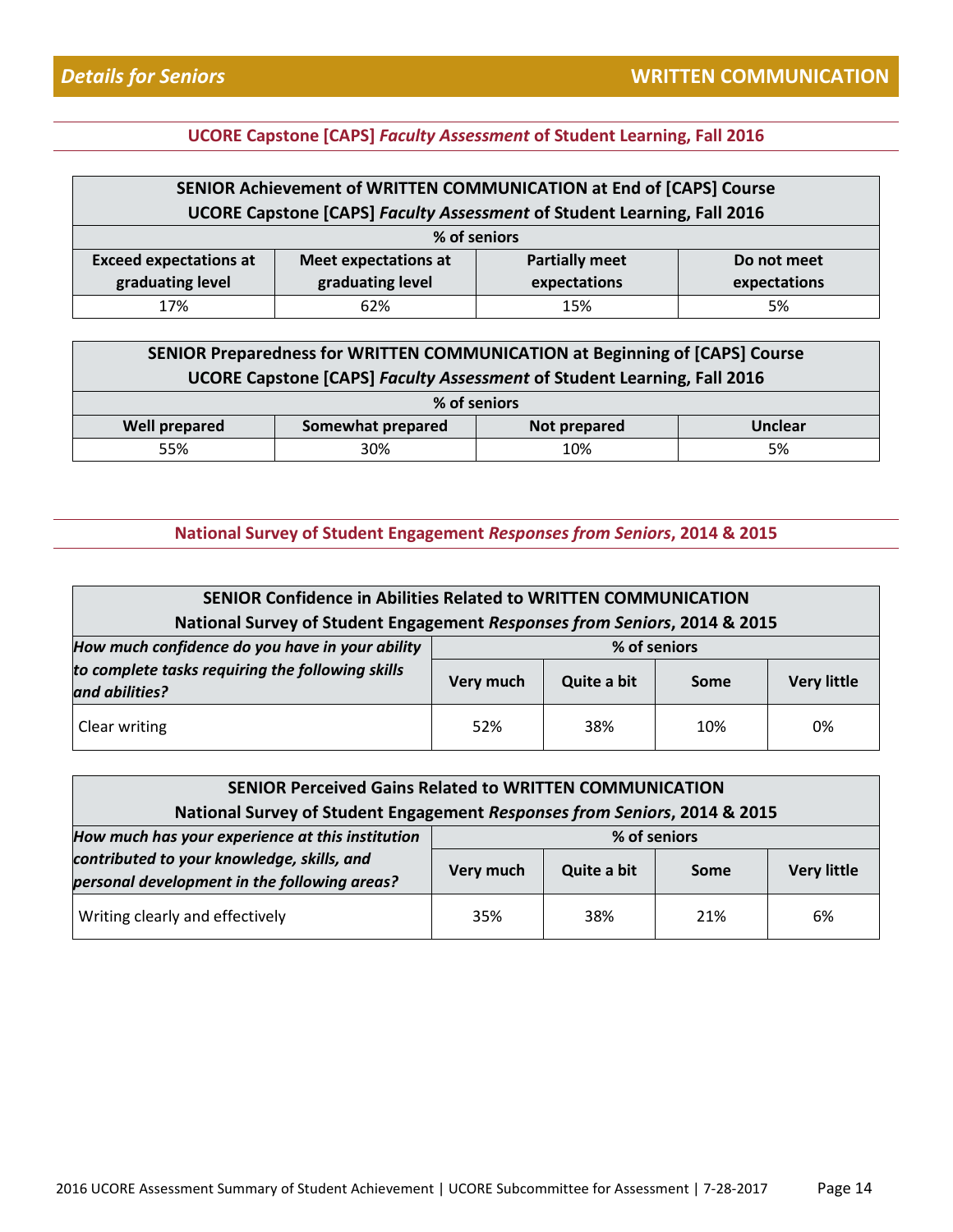## *Details for Seniors* — WRITTEN COMMUNICATION

### UCORE Capstone [CAPS] *Faculty Assessment* of Student Learning, Fall 2016

**SENIOR Achievement of WRITTEN COMMUNICATION at End of [CAPS] Course**
**UCORE Capstone [CAPS] *Faculty Assessment* of Student Learning, Fall 2016**

| % of seniors | | | |
|---|---|---|---|
| **Exceed expectations at graduating level** | **Meet expectations at graduating level** | **Partially meet expectations** | **Do not meet expectations** |
| 17% | 62% | 15% | 5% |

**SENIOR Preparedness for WRITTEN COMMUNICATION at Beginning of [CAPS] Course**
**UCORE Capstone [CAPS] *Faculty Assessment* of Student Learning, Fall 2016**

| % of seniors | | | |
|---|---|---|---|
| **Well prepared** | **Somewhat prepared** | **Not prepared** | **Unclear** |
| 55% | 30% | 10% | 5% |

### National Survey of Student Engagement *Responses from Seniors*, 2014 & 2015

**SENIOR Confidence in Abilities Related to WRITTEN COMMUNICATION**
**National Survey of Student Engagement *Responses from Seniors*, 2014 & 2015**

| ***How much confidence do you have in your ability to complete tasks requiring the following skills and abilities?*** | % of seniors | | | |
|---|---|---|---|---|
| | **Very much** | **Quite a bit** | **Some** | **Very little** |
| Clear writing | 52% | 38% | 10% | 0% |

**SENIOR Perceived Gains Related to WRITTEN COMMUNICATION**
**National Survey of Student Engagement *Responses from Seniors*, 2014 & 2015**

| ***How much has your experience at this institution contributed to your knowledge, skills, and personal development in the following areas?*** | % of seniors | | | |
|---|---|---|---|---|
| | **Very much** | **Quite a bit** | **Some** | **Very little** |
| Writing clearly and effectively | 35% | 38% | 21% | 6% |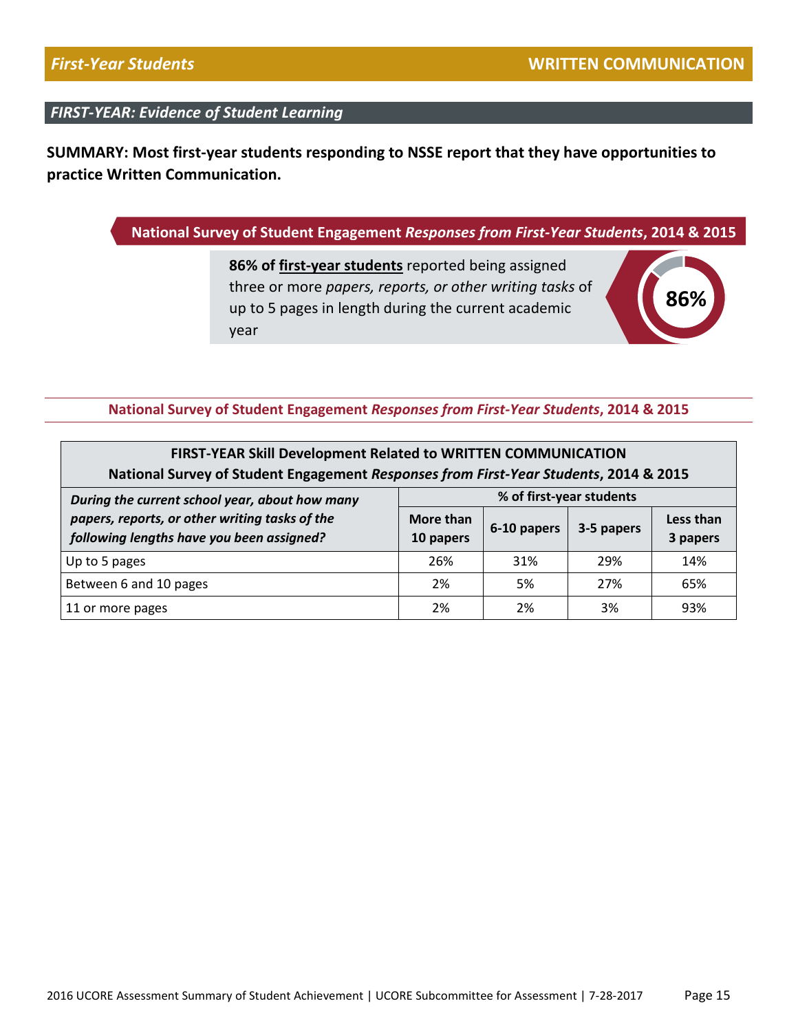## *First-Year Students* — WRITTEN COMMUNICATION

### *FIRST-YEAR: Evidence of Student Learning*

**SUMMARY: Most first-year students responding to NSSE report that they have opportunities to practice Written Communication.**

**National Survey of Student Engagement *Responses from First-Year Students*, 2014 & 2015**

**86% of first-year students** reported being assigned three or more *papers, reports, or other writing tasks* of up to 5 pages in length during the current academic year

**86%**

**National Survey of Student Engagement *Responses from First-Year Students*, 2014 & 2015**

**FIRST-YEAR Skill Development Related to WRITTEN COMMUNICATION**
**National Survey of Student Engagement *Responses from First-Year Students*, 2014 & 2015**

| ***During the current school year, about how many papers, reports, or other writing tasks of the following lengths have you been assigned?*** | **% of first-year students** | | | |
|---|---|---|---|---|
| | **More than 10 papers** | **6-10 papers** | **3-5 papers** | **Less than 3 papers** |
| Up to 5 pages | 26% | 31% | 29% | 14% |
| Between 6 and 10 pages | 2% | 5% | 27% | 65% |
| 11 or more pages | 2% | 2% | 3% | 93% |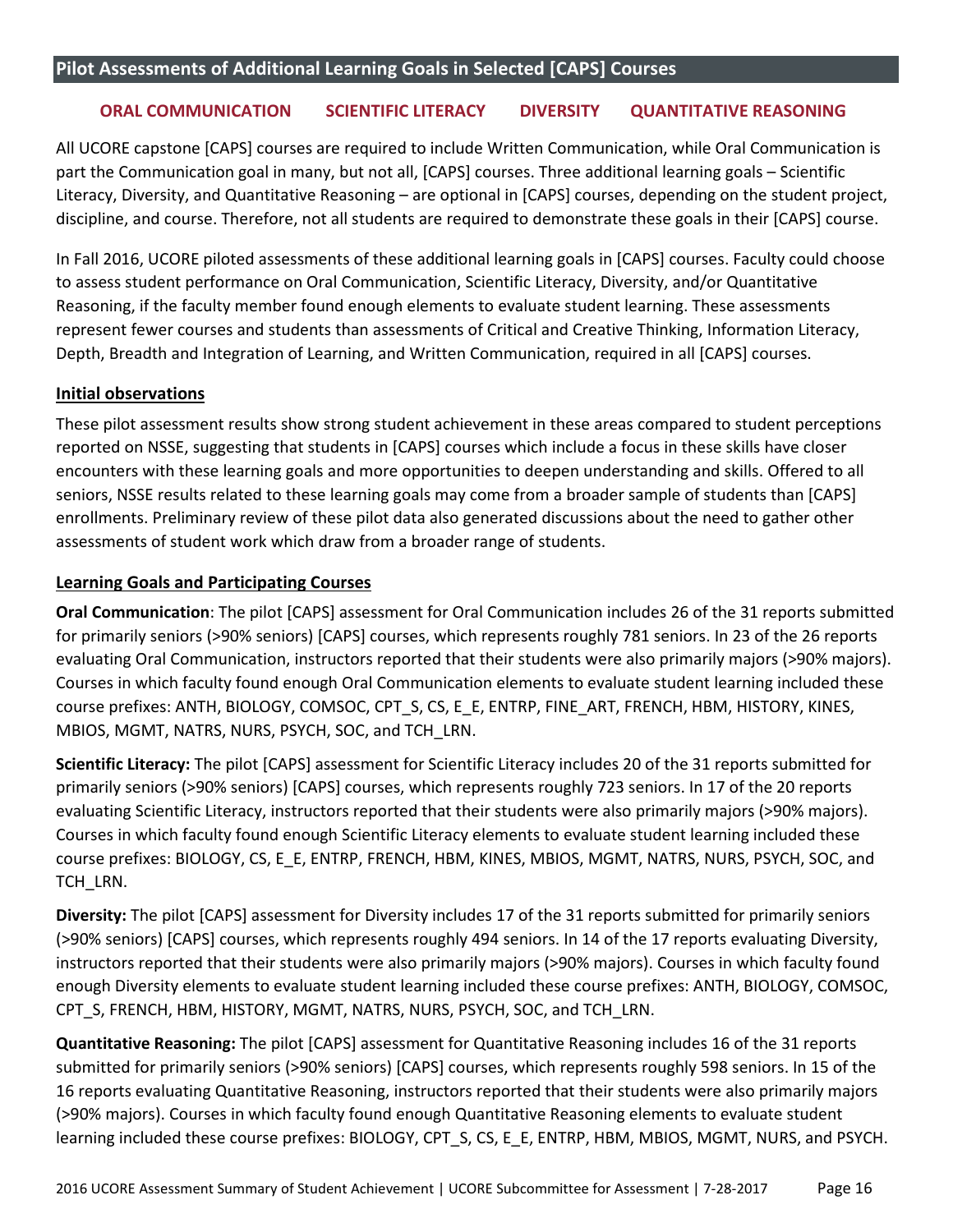## Pilot Assessments of Additional Learning Goals in Selected [CAPS] Courses

**ORAL COMMUNICATION** **SCIENTIFIC LITERACY** **DIVERSITY** **QUANTITATIVE REASONING**

All UCORE capstone [CAPS] courses are required to include Written Communication, while Oral Communication is part the Communication goal in many, but not all, [CAPS] courses. Three additional learning goals – Scientific Literacy, Diversity, and Quantitative Reasoning – are optional in [CAPS] courses, depending on the student project, discipline, and course. Therefore, not all students are required to demonstrate these goals in their [CAPS] course.

In Fall 2016, UCORE piloted assessments of these additional learning goals in [CAPS] courses. Faculty could choose to assess student performance on Oral Communication, Scientific Literacy, Diversity, and/or Quantitative Reasoning, if the faculty member found enough elements to evaluate student learning. These assessments represent fewer courses and students than assessments of Critical and Creative Thinking, Information Literacy, Depth, Breadth and Integration of Learning, and Written Communication, required in all [CAPS] courses.

### Initial observations

These pilot assessment results show strong student achievement in these areas compared to student perceptions reported on NSSE, suggesting that students in [CAPS] courses which include a focus in these skills have closer encounters with these learning goals and more opportunities to deepen understanding and skills. Offered to all seniors, NSSE results related to these learning goals may come from a broader sample of students than [CAPS] enrollments. Preliminary review of these pilot data also generated discussions about the need to gather other assessments of student work which draw from a broader range of students.

### Learning Goals and Participating Courses

**Oral Communication**: The pilot [CAPS] assessment for Oral Communication includes 26 of the 31 reports submitted for primarily seniors (>90% seniors) [CAPS] courses, which represents roughly 781 seniors. In 23 of the 26 reports evaluating Oral Communication, instructors reported that their students were also primarily majors (>90% majors). Courses in which faculty found enough Oral Communication elements to evaluate student learning included these course prefixes: ANTH, BIOLOGY, COMSOC, CPT_S, CS, E_E, ENTRP, FINE_ART, FRENCH, HBM, HISTORY, KINES, MBIOS, MGMT, NATRS, NURS, PSYCH, SOC, and TCH_LRN.

**Scientific Literacy:** The pilot [CAPS] assessment for Scientific Literacy includes 20 of the 31 reports submitted for primarily seniors (>90% seniors) [CAPS] courses, which represents roughly 723 seniors. In 17 of the 20 reports evaluating Scientific Literacy, instructors reported that their students were also primarily majors (>90% majors). Courses in which faculty found enough Scientific Literacy elements to evaluate student learning included these course prefixes: BIOLOGY, CS, E_E, ENTRP, FRENCH, HBM, KINES, MBIOS, MGMT, NATRS, NURS, PSYCH, SOC, and TCH_LRN.

**Diversity:** The pilot [CAPS] assessment for Diversity includes 17 of the 31 reports submitted for primarily seniors (>90% seniors) [CAPS] courses, which represents roughly 494 seniors. In 14 of the 17 reports evaluating Diversity, instructors reported that their students were also primarily majors (>90% majors). Courses in which faculty found enough Diversity elements to evaluate student learning included these course prefixes: ANTH, BIOLOGY, COMSOC, CPT_S, FRENCH, HBM, HISTORY, MGMT, NATRS, NURS, PSYCH, SOC, and TCH_LRN.

**Quantitative Reasoning:** The pilot [CAPS] assessment for Quantitative Reasoning includes 16 of the 31 reports submitted for primarily seniors (>90% seniors) [CAPS] courses, which represents roughly 598 seniors. In 15 of the 16 reports evaluating Quantitative Reasoning, instructors reported that their students were also primarily majors (>90% majors). Courses in which faculty found enough Quantitative Reasoning elements to evaluate student learning included these course prefixes: BIOLOGY, CPT_S, CS, E_E, ENTRP, HBM, MBIOS, MGMT, NURS, and PSYCH.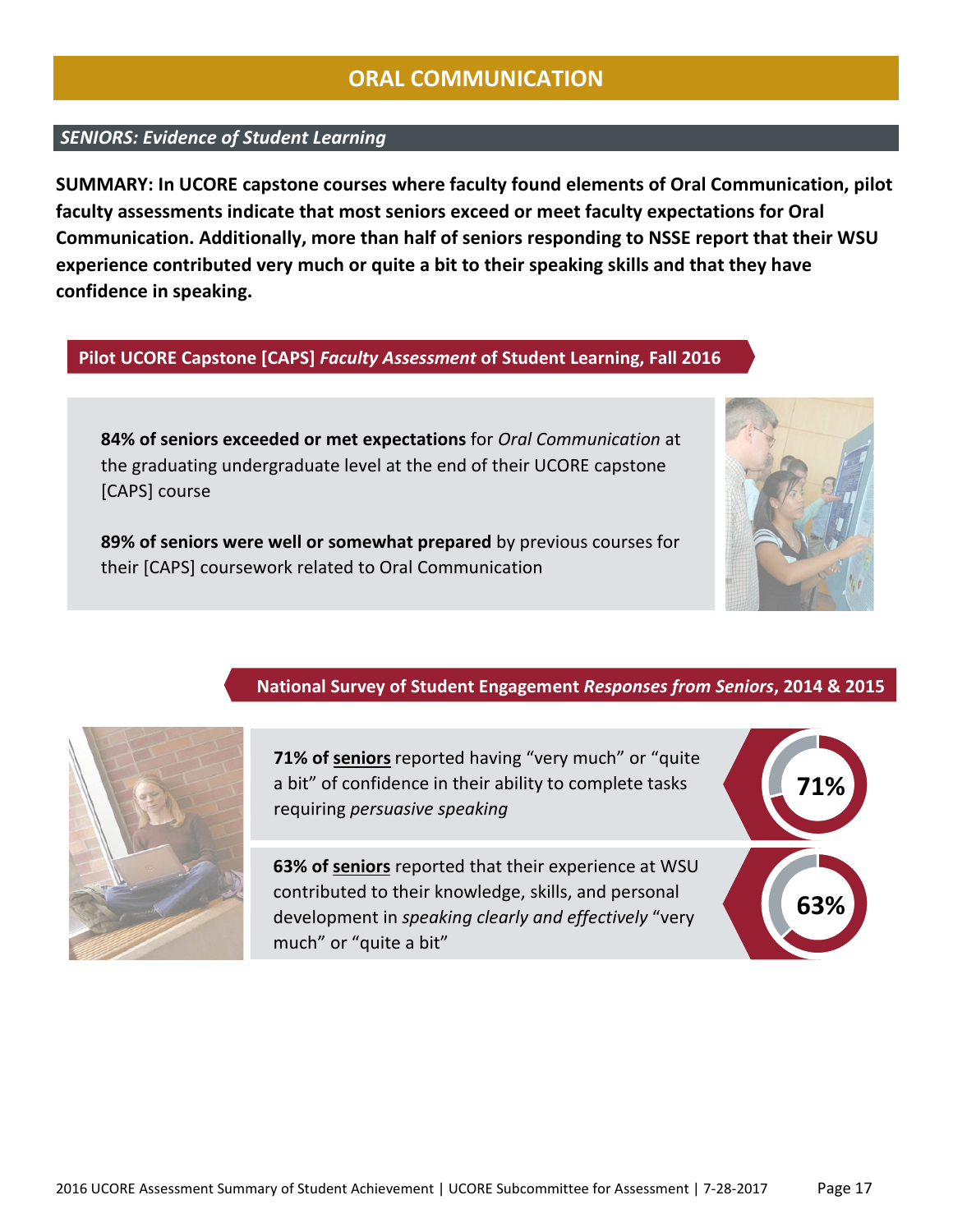# ORAL COMMUNICATION

## *SENIORS: Evidence of Student Learning*

**SUMMARY: In UCORE capstone courses where faculty found elements of Oral Communication, pilot faculty assessments indicate that most seniors exceed or meet faculty expectations for Oral Communication. Additionally, more than half of seniors responding to NSSE report that their WSU experience contributed very much or quite a bit to their speaking skills and that they have confidence in speaking.**

### Pilot UCORE Capstone [CAPS] *Faculty Assessment* of Student Learning, Fall 2016

**84% of seniors exceeded or met expectations** for *Oral Communication* at the graduating undergraduate level at the end of their UCORE capstone [CAPS] course

**89% of seniors were well or somewhat prepared** by previous courses for their [CAPS] coursework related to Oral Communication

### National Survey of Student Engagement *Responses from Seniors*, 2014 & 2015

**71% of seniors** reported having "very much" or "quite a bit" of confidence in their ability to complete tasks requiring *persuasive speaking*

**71%**

**63% of seniors** reported that their experience at WSU contributed to their knowledge, skills, and personal development in *speaking clearly and effectively* "very much" or "quite a bit"

**63%**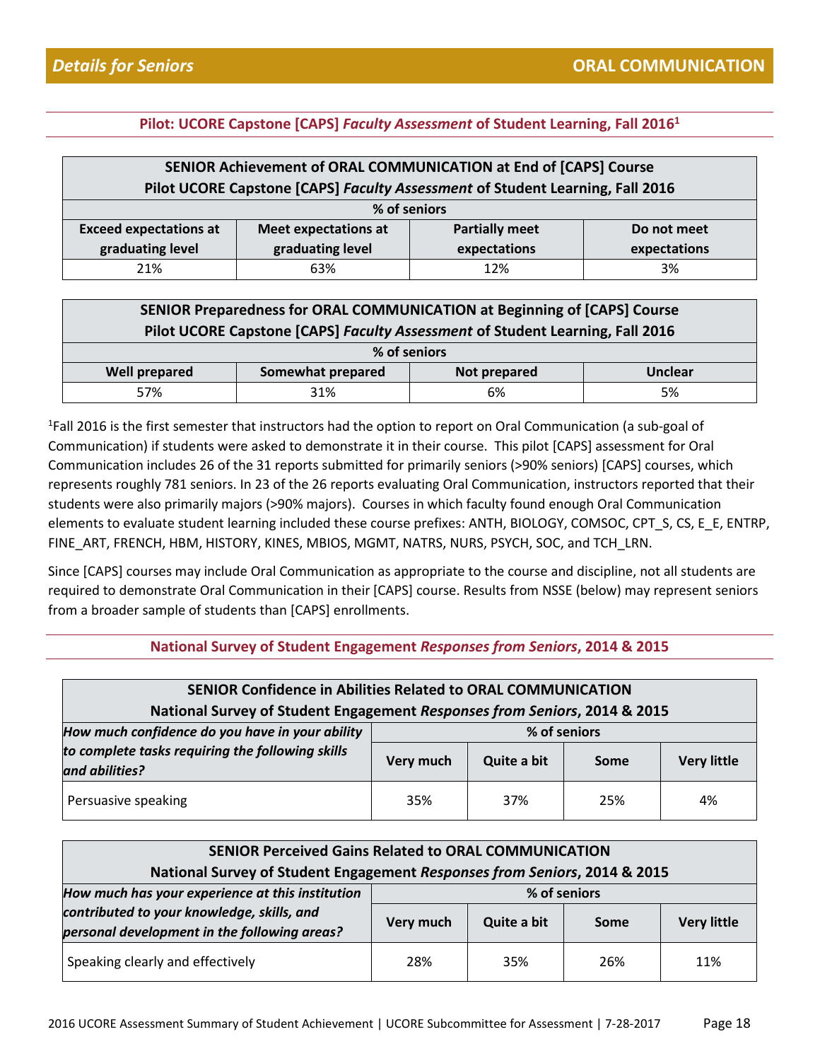## Details for Seniors — ORAL COMMUNICATION

### Pilot: UCORE Capstone [CAPS] *Faculty Assessment* of Student Learning, Fall 2016[1]

| SENIOR Achievement of ORAL COMMUNICATION at End of [CAPS] Course<br>Pilot UCORE Capstone [CAPS] *Faculty Assessment* of Student Learning, Fall 2016 | | | |
|---|---|---|---|
| % of seniors | | | |
| **Exceed expectations at graduating level** | **Meet expectations at graduating level** | **Partially meet expectations** | **Do not meet expectations** |
| 21% | 63% | 12% | 3% |

| SENIOR Preparedness for ORAL COMMUNICATION at Beginning of [CAPS] Course<br>Pilot UCORE Capstone [CAPS] *Faculty Assessment* of Student Learning, Fall 2016 | | | |
|---|---|---|---|
| % of seniors | | | |
| **Well prepared** | **Somewhat prepared** | **Not prepared** | **Unclear** |
| 57% | 31% | 6% | 5% |

[1]Fall 2016 is the first semester that instructors had the option to report on Oral Communication (a sub-goal of Communication) if students were asked to demonstrate it in their course. This pilot [CAPS] assessment for Oral Communication includes 26 of the 31 reports submitted for primarily seniors (>90% seniors) [CAPS] courses, which represents roughly 781 seniors. In 23 of the 26 reports evaluating Oral Communication, instructors reported that their students were also primarily majors (>90% majors). Courses in which faculty found enough Oral Communication elements to evaluate student learning included these course prefixes: ANTH, BIOLOGY, COMSOC, CPT_S, CS, E_E, ENTRP, FINE_ART, FRENCH, HBM, HISTORY, KINES, MBIOS, MGMT, NATRS, NURS, PSYCH, SOC, and TCH_LRN.

Since [CAPS] courses may include Oral Communication as appropriate to the course and discipline, not all students are required to demonstrate Oral Communication in their [CAPS] course. Results from NSSE (below) may represent seniors from a broader sample of students than [CAPS] enrollments.

### National Survey of Student Engagement *Responses from Seniors*, 2014 & 2015

| SENIOR Confidence in Abilities Related to ORAL COMMUNICATION<br>National Survey of Student Engagement *Responses from Seniors*, 2014 & 2015 | | | | |
|---|---|---|---|---|
| ***How much confidence do you have in your ability to complete tasks requiring the following skills and abilities?*** | % of seniors | | | |
| | **Very much** | **Quite a bit** | **Some** | **Very little** |
| Persuasive speaking | 35% | 37% | 25% | 4% |

| SENIOR Perceived Gains Related to ORAL COMMUNICATION<br>National Survey of Student Engagement *Responses from Seniors*, 2014 & 2015 | | | | |
|---|---|---|---|---|
| ***How much has your experience at this institution contributed to your knowledge, skills, and personal development in the following areas?*** | % of seniors | | | |
| | **Very much** | **Quite a bit** | **Some** | **Very little** |
| Speaking clearly and effectively | 28% | 35% | 26% | 11% |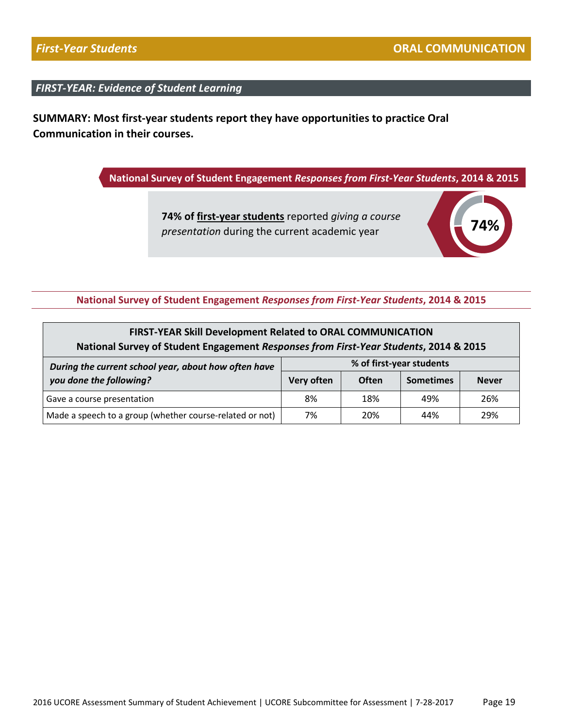*First-Year Students* **ORAL COMMUNICATION**

## *FIRST-YEAR: Evidence of Student Learning*

**SUMMARY: Most first-year students report they have opportunities to practice Oral Communication in their courses.**

**National Survey of Student Engagement *Responses from First-Year Students*, 2014 & 2015**

**74% of first-year students** reported *giving a course presentation* during the current academic year

**74%**

**National Survey of Student Engagement *Responses from First-Year Students*, 2014 & 2015**

**FIRST-YEAR Skill Development Related to ORAL COMMUNICATION**
**National Survey of Student Engagement *Responses from First-Year Students*, 2014 & 2015**

| ***During the current school year, about how often have you done the following?*** | **% of first-year students** | | | |
|---|---|---|---|---|
| | **Very often** | **Often** | **Sometimes** | **Never** |
| Gave a course presentation | 8% | 18% | 49% | 26% |
| Made a speech to a group (whether course-related or not) | 7% | 20% | 44% | 29% |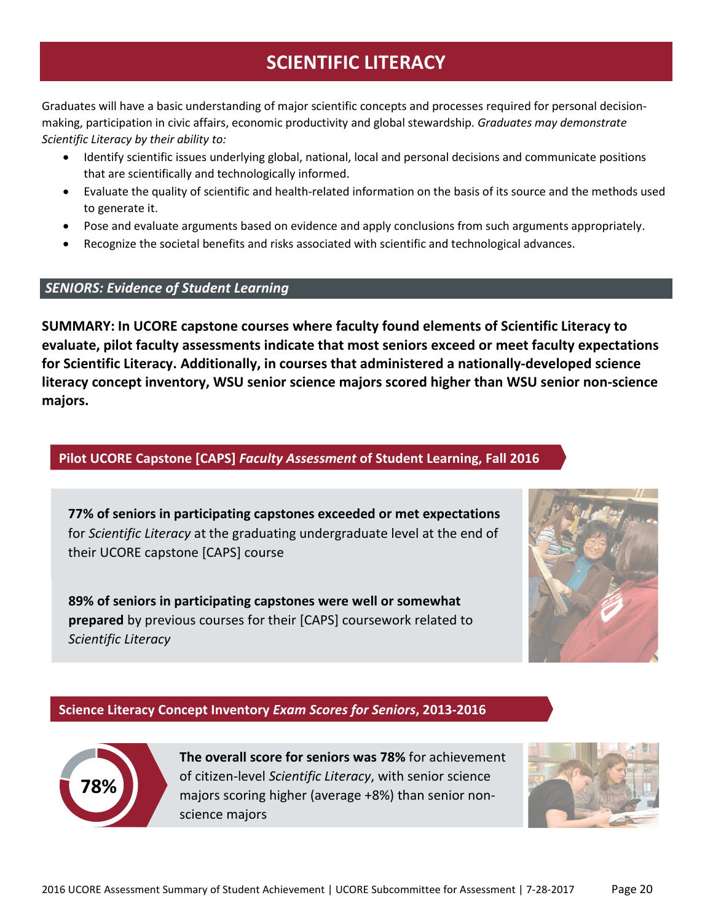# SCIENTIFIC LITERACY

Graduates will have a basic understanding of major scientific concepts and processes required for personal decision-making, participation in civic affairs, economic productivity and global stewardship. *Graduates may demonstrate Scientific Literacy by their ability to:*

- Identify scientific issues underlying global, national, local and personal decisions and communicate positions that are scientifically and technologically informed.
- Evaluate the quality of scientific and health-related information on the basis of its source and the methods used to generate it.
- Pose and evaluate arguments based on evidence and apply conclusions from such arguments appropriately.
- Recognize the societal benefits and risks associated with scientific and technological advances.

## *SENIORS: Evidence of Student Learning*

**SUMMARY: In UCORE capstone courses where faculty found elements of Scientific Literacy to evaluate, pilot faculty assessments indicate that most seniors exceed or meet faculty expectations for Scientific Literacy. Additionally, in courses that administered a nationally-developed science literacy concept inventory, WSU senior science majors scored higher than WSU senior non-science majors.**

### Pilot UCORE Capstone [CAPS] *Faculty Assessment* of Student Learning, Fall 2016

**77% of seniors in participating capstones exceeded or met expectations** for *Scientific Literacy* at the graduating undergraduate level at the end of their UCORE capstone [CAPS] course

**89% of seniors in participating capstones were well or somewhat prepared** by previous courses for their [CAPS] coursework related to *Scientific Literacy*

### Science Literacy Concept Inventory *Exam Scores for Seniors*, 2013-2016

**78%**

**The overall score for seniors was 78%** for achievement of citizen-level *Scientific Literacy*, with senior science majors scoring higher (average +8%) than senior non-science majors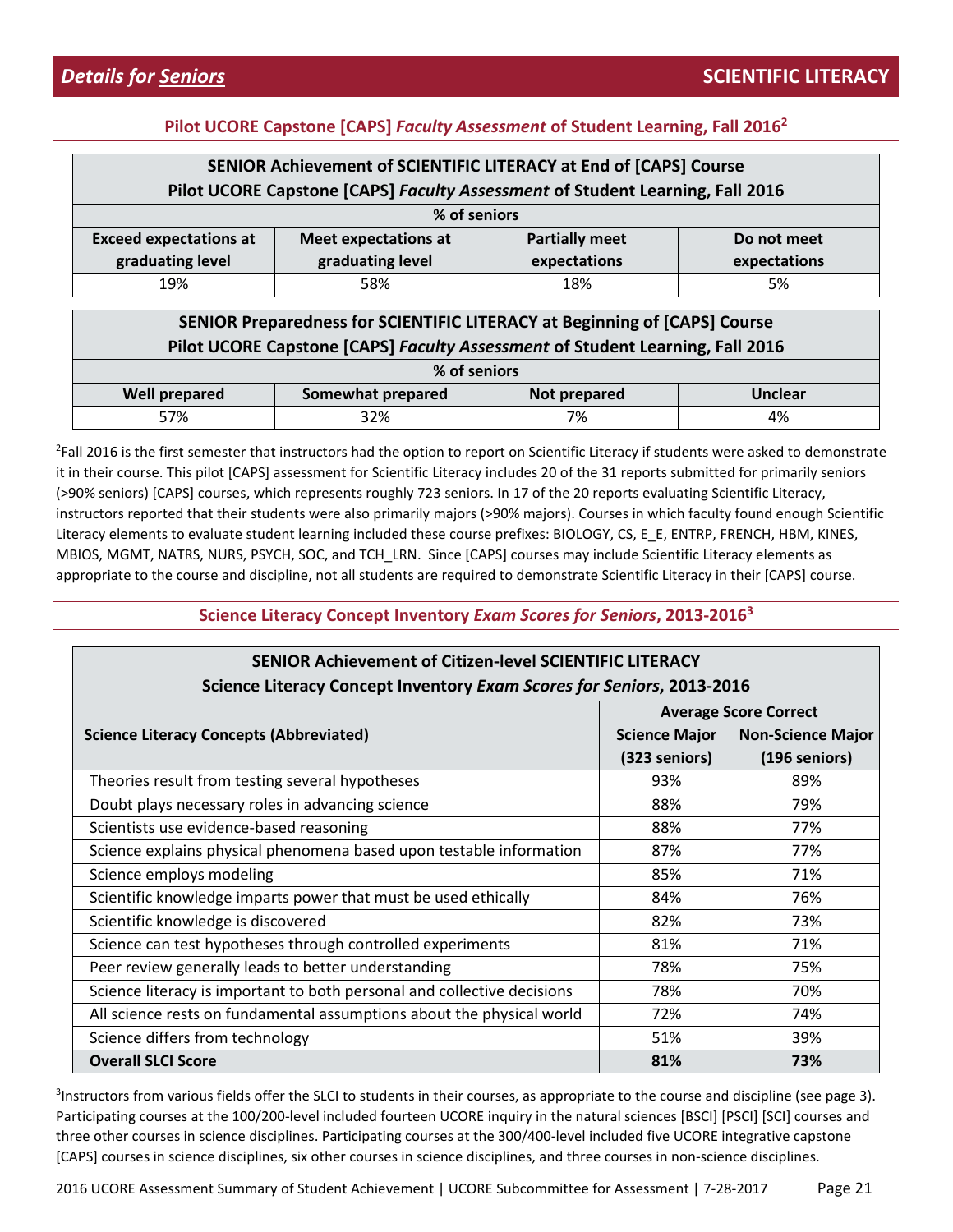## *Details for Seniors* — SCIENTIFIC LITERACY

### Pilot UCORE Capstone [CAPS] *Faculty Assessment* of Student Learning, Fall 2016[2]

| SENIOR Achievement of SCIENTIFIC LITERACY at End of [CAPS] Course<br>Pilot UCORE Capstone [CAPS] *Faculty Assessment* of Student Learning, Fall 2016 | | | |
|---|---|---|---|
| % of seniors | | | |
| **Exceed expectations at graduating level** | **Meet expectations at graduating level** | **Partially meet expectations** | **Do not meet expectations** |
| 19% | 58% | 18% | 5% |

| SENIOR Preparedness for SCIENTIFIC LITERACY at Beginning of [CAPS] Course<br>Pilot UCORE Capstone [CAPS] *Faculty Assessment* of Student Learning, Fall 2016 | | | |
|---|---|---|---|
| % of seniors | | | |
| **Well prepared** | **Somewhat prepared** | **Not prepared** | **Unclear** |
| 57% | 32% | 7% | 4% |

[2]Fall 2016 is the first semester that instructors had the option to report on Scientific Literacy if students were asked to demonstrate it in their course. This pilot [CAPS] assessment for Scientific Literacy includes 20 of the 31 reports submitted for primarily seniors (>90% seniors) [CAPS] courses, which represents roughly 723 seniors. In 17 of the 20 reports evaluating Scientific Literacy, instructors reported that their students were also primarily majors (>90% majors). Courses in which faculty found enough Scientific Literacy elements to evaluate student learning included these course prefixes: BIOLOGY, CS, E_E, ENTRP, FRENCH, HBM, KINES, MBIOS, MGMT, NATRS, NURS, PSYCH, SOC, and TCH_LRN. Since [CAPS] courses may include Scientific Literacy elements as appropriate to the course and discipline, not all students are required to demonstrate Scientific Literacy in their [CAPS] course.

### Science Literacy Concept Inventory *Exam Scores for Seniors*, 2013-2016[3]

| SENIOR Achievement of Citizen-level SCIENTIFIC LITERACY<br>Science Literacy Concept Inventory *Exam Scores for Seniors*, 2013-2016 | | |
|---|---|---|
| **Science Literacy Concepts (Abbreviated)** | **Average Score Correct** | |
| | **Science Major (323 seniors)** | **Non-Science Major (196 seniors)** |
| Theories result from testing several hypotheses | 93% | 89% |
| Doubt plays necessary roles in advancing science | 88% | 79% |
| Scientists use evidence-based reasoning | 88% | 77% |
| Science explains physical phenomena based upon testable information | 87% | 77% |
| Science employs modeling | 85% | 71% |
| Scientific knowledge imparts power that must be used ethically | 84% | 76% |
| Scientific knowledge is discovered | 82% | 73% |
| Science can test hypotheses through controlled experiments | 81% | 71% |
| Peer review generally leads to better understanding | 78% | 75% |
| Science literacy is important to both personal and collective decisions | 78% | 70% |
| All science rests on fundamental assumptions about the physical world | 72% | 74% |
| Science differs from technology | 51% | 39% |
| **Overall SLCI Score** | **81%** | **73%** |

[3]Instructors from various fields offer the SLCI to students in their courses, as appropriate to the course and discipline (see page 3). Participating courses at the 100/200-level included fourteen UCORE inquiry in the natural sciences [BSCI] [PSCI] [SCI] courses and three other courses in science disciplines. Participating courses at the 300/400-level included five UCORE integrative capstone [CAPS] courses in science disciplines, six other courses in science disciplines, and three courses in non-science disciplines.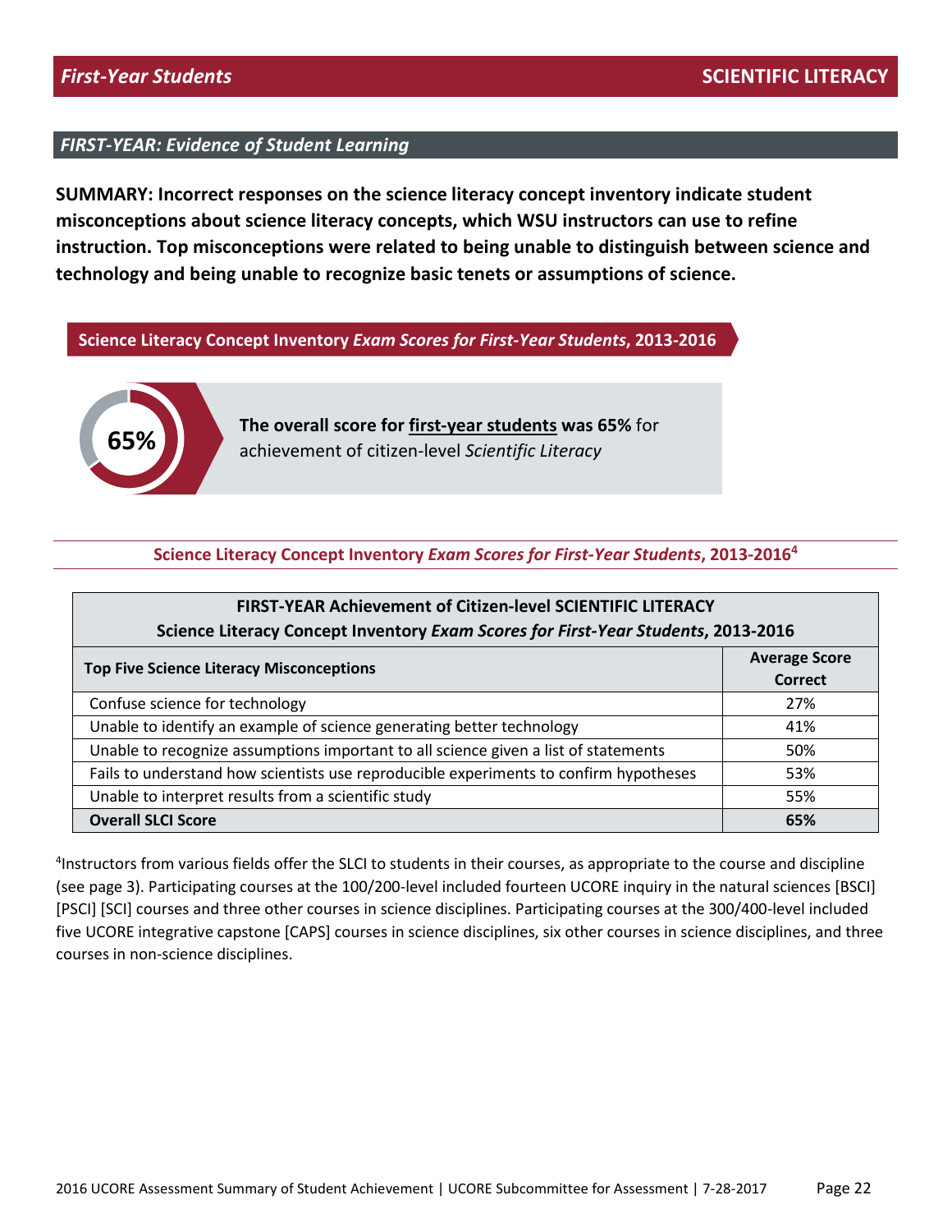## *First-Year Students* — SCIENTIFIC LITERACY

### *FIRST-YEAR: Evidence of Student Learning*

**SUMMARY: Incorrect responses on the science literacy concept inventory indicate student misconceptions about science literacy concepts, which WSU instructors can use to refine instruction. Top misconceptions were related to being unable to distinguish between science and technology and being unable to recognize basic tenets or assumptions of science.**

**Science Literacy Concept Inventory *Exam Scores for First-Year Students*, 2013-2016**

65%

**The overall score for first-year students was 65%** for achievement of citizen-level *Scientific Literacy*

**Science Literacy Concept Inventory *Exam Scores for First-Year Students*, 2013-2016**[4]

| **FIRST-YEAR Achievement of Citizen-level SCIENTIFIC LITERACY<br>Science Literacy Concept Inventory *Exam Scores for First-Year Students*, 2013-2016** | |
|---|---|
| **Top Five Science Literacy Misconceptions** | **Average Score Correct** |
| Confuse science for technology | 27% |
| Unable to identify an example of science generating better technology | 41% |
| Unable to recognize assumptions important to all science given a list of statements | 50% |
| Fails to understand how scientists use reproducible experiments to confirm hypotheses | 53% |
| Unable to interpret results from a scientific study | 55% |
| **Overall SLCI Score** | **65%** |

[4]Instructors from various fields offer the SLCI to students in their courses, as appropriate to the course and discipline (see page 3). Participating courses at the 100/200-level included fourteen UCORE inquiry in the natural sciences [BSCI] [PSCI] [SCI] courses and three other courses in science disciplines. Participating courses at the 300/400-level included five UCORE integrative capstone [CAPS] courses in science disciplines, six other courses in science disciplines, and three courses in non-science disciplines.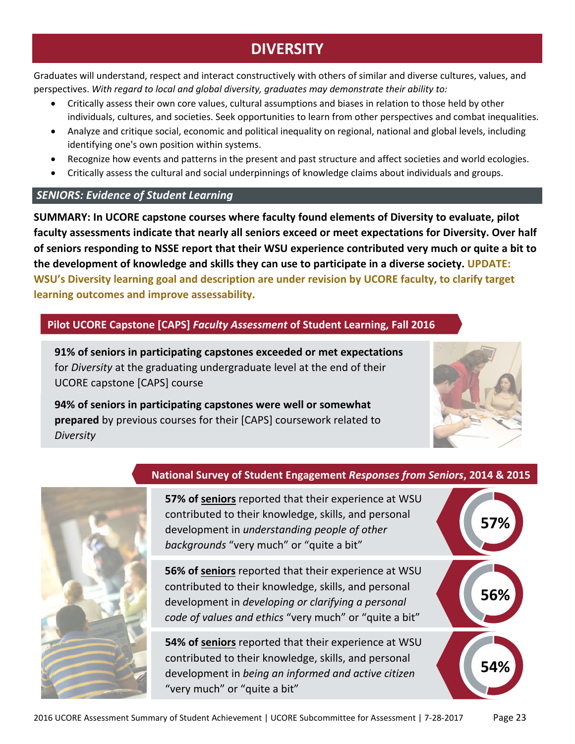# DIVERSITY

Graduates will understand, respect and interact constructively with others of similar and diverse cultures, values, and perspectives. *With regard to local and global diversity, graduates may demonstrate their ability to:*

- Critically assess their own core values, cultural assumptions and biases in relation to those held by other individuals, cultures, and societies. Seek opportunities to learn from other perspectives and combat inequalities.
- Analyze and critique social, economic and political inequality on regional, national and global levels, including identifying one's own position within systems.
- Recognize how events and patterns in the present and past structure and affect societies and world ecologies.
- Critically assess the cultural and social underpinnings of knowledge claims about individuals and groups.

## *SENIORS: Evidence of Student Learning*

**SUMMARY: In UCORE capstone courses where faculty found elements of Diversity to evaluate, pilot faculty assessments indicate that nearly all seniors exceed or meet expectations for Diversity. Over half of seniors responding to NSSE report that their WSU experience contributed very much or quite a bit to the development of knowledge and skills they can use to participate in a diverse society. UPDATE: WSU's Diversity learning goal and description are under revision by UCORE faculty, to clarify target learning outcomes and improve assessability.**

### Pilot UCORE Capstone [CAPS] *Faculty Assessment* of Student Learning, Fall 2016

**91% of seniors in participating capstones exceeded or met expectations** for *Diversity* at the graduating undergraduate level at the end of their UCORE capstone [CAPS] course

**94% of seniors in participating capstones were well or somewhat prepared** by previous courses for their [CAPS] coursework related to *Diversity*

### National Survey of Student Engagement *Responses from Seniors*, 2014 & 2015

**57% of seniors** reported that their experience at WSU contributed to their knowledge, skills, and personal development in *understanding people of other backgrounds* "very much" or "quite a bit"

**57%**

**56% of seniors** reported that their experience at WSU contributed to their knowledge, skills, and personal development in *developing or clarifying a personal code of values and ethics* "very much" or "quite a bit"

**56%**

**54% of seniors** reported that their experience at WSU contributed to their knowledge, skills, and personal development in *being an informed and active citizen* "very much" or "quite a bit"

**54%**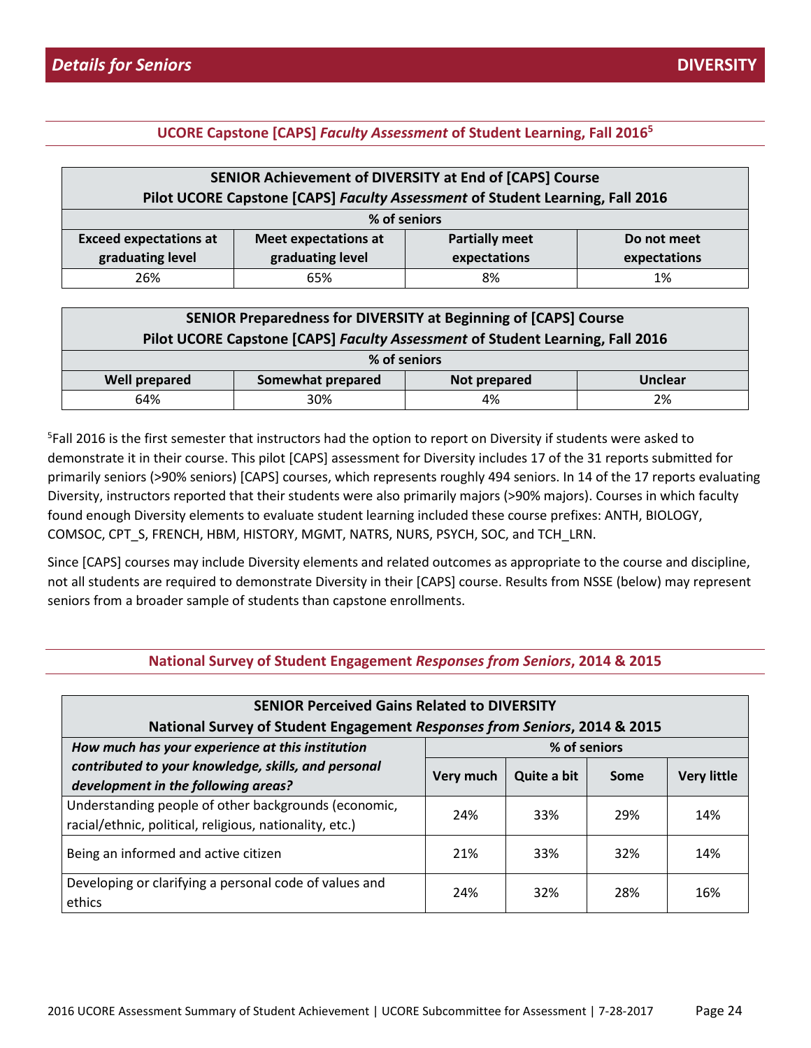## *Details for Seniors* — DIVERSITY

### UCORE Capstone [CAPS] *Faculty Assessment* of Student Learning, Fall 2016[5]

| SENIOR Achievement of DIVERSITY at End of [CAPS] Course<br>Pilot UCORE Capstone [CAPS] *Faculty Assessment* of Student Learning, Fall 2016 | | | |
|---|---|---|---|
| % of seniors | | | |
| **Exceed expectations at graduating level** | **Meet expectations at graduating level** | **Partially meet expectations** | **Do not meet expectations** |
| 26% | 65% | 8% | 1% |

| SENIOR Preparedness for DIVERSITY at Beginning of [CAPS] Course<br>Pilot UCORE Capstone [CAPS] *Faculty Assessment* of Student Learning, Fall 2016 | | | |
|---|---|---|---|
| % of seniors | | | |
| **Well prepared** | **Somewhat prepared** | **Not prepared** | **Unclear** |
| 64% | 30% | 4% | 2% |

[5]Fall 2016 is the first semester that instructors had the option to report on Diversity if students were asked to demonstrate it in their course. This pilot [CAPS] assessment for Diversity includes 17 of the 31 reports submitted for primarily seniors (>90% seniors) [CAPS] courses, which represents roughly 494 seniors. In 14 of the 17 reports evaluating Diversity, instructors reported that their students were also primarily majors (>90% majors). Courses in which faculty found enough Diversity elements to evaluate student learning included these course prefixes: ANTH, BIOLOGY, COMSOC, CPT_S, FRENCH, HBM, HISTORY, MGMT, NATRS, NURS, PSYCH, SOC, and TCH_LRN.

Since [CAPS] courses may include Diversity elements and related outcomes as appropriate to the course and discipline, not all students are required to demonstrate Diversity in their [CAPS] course. Results from NSSE (below) may represent seniors from a broader sample of students than capstone enrollments.

### National Survey of Student Engagement *Responses from Seniors*, 2014 & 2015

| SENIOR Perceived Gains Related to DIVERSITY<br>National Survey of Student Engagement *Responses from Seniors*, 2014 & 2015 | | | | |
|---|---|---|---|---|
| ***How much has your experience at this institution contributed to your knowledge, skills, and personal development in the following areas?*** | % of seniors | | | |
| | **Very much** | **Quite a bit** | **Some** | **Very little** |
| Understanding people of other backgrounds (economic, racial/ethnic, political, religious, nationality, etc.) | 24% | 33% | 29% | 14% |
| Being an informed and active citizen | 21% | 33% | 32% | 14% |
| Developing or clarifying a personal code of values and ethics | 24% | 32% | 28% | 16% |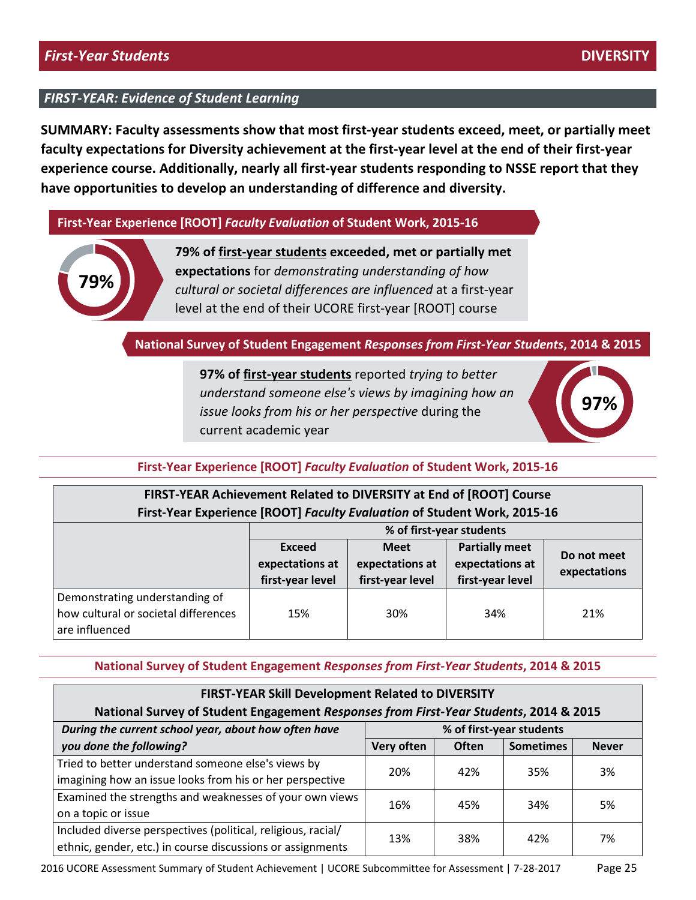## First-Year Students — DIVERSITY

### *FIRST-YEAR: Evidence of Student Learning*

**SUMMARY: Faculty assessments show that most first-year students exceed, meet, or partially meet faculty expectations for Diversity achievement at the first-year level at the end of their first-year experience course. Additionally, nearly all first-year students responding to NSSE report that they have opportunities to develop an understanding of difference and diversity.**

**First-Year Experience [ROOT] *Faculty Evaluation* of Student Work, 2015-16**

**79%**

**79% of first-year students exceeded, met or partially met expectations** for *demonstrating understanding of how cultural or societal differences are influenced* at a first-year level at the end of their UCORE first-year [ROOT] course

**National Survey of Student Engagement *Responses from First-Year Students*, 2014 & 2015**

**97% of first-year students** reported *trying to better understand someone else's views by imagining how an issue looks from his or her perspective* during the current academic year

**97%**

**First-Year Experience [ROOT] *Faculty Evaluation* of Student Work, 2015-16**

**FIRST-YEAR Achievement Related to DIVERSITY at End of [ROOT] Course**
**First-Year Experience [ROOT] *Faculty Evaluation* of Student Work, 2015-16**

| | % of first-year students | | | |
|---|---|---|---|---|
| | **Exceed expectations at first-year level** | **Meet expectations at first-year level** | **Partially meet expectations at first-year level** | **Do not meet expectations** |
| Demonstrating understanding of how cultural or societal differences are influenced | 15% | 30% | 34% | 21% |

**National Survey of Student Engagement *Responses from First-Year Students*, 2014 & 2015**

**FIRST-YEAR Skill Development Related to DIVERSITY**
**National Survey of Student Engagement *Responses from First-Year Students*, 2014 & 2015**

| ***During the current school year, about how often have you done the following?*** | % of first-year students | | | |
|---|---|---|---|---|
| | **Very often** | **Often** | **Sometimes** | **Never** |
| Tried to better understand someone else's views by imagining how an issue looks from his or her perspective | 20% | 42% | 35% | 3% |
| Examined the strengths and weaknesses of your own views on a topic or issue | 16% | 45% | 34% | 5% |
| Included diverse perspectives (political, religious, racial/ethnic, gender, etc.) in course discussions or assignments | 13% | 38% | 42% | 7% |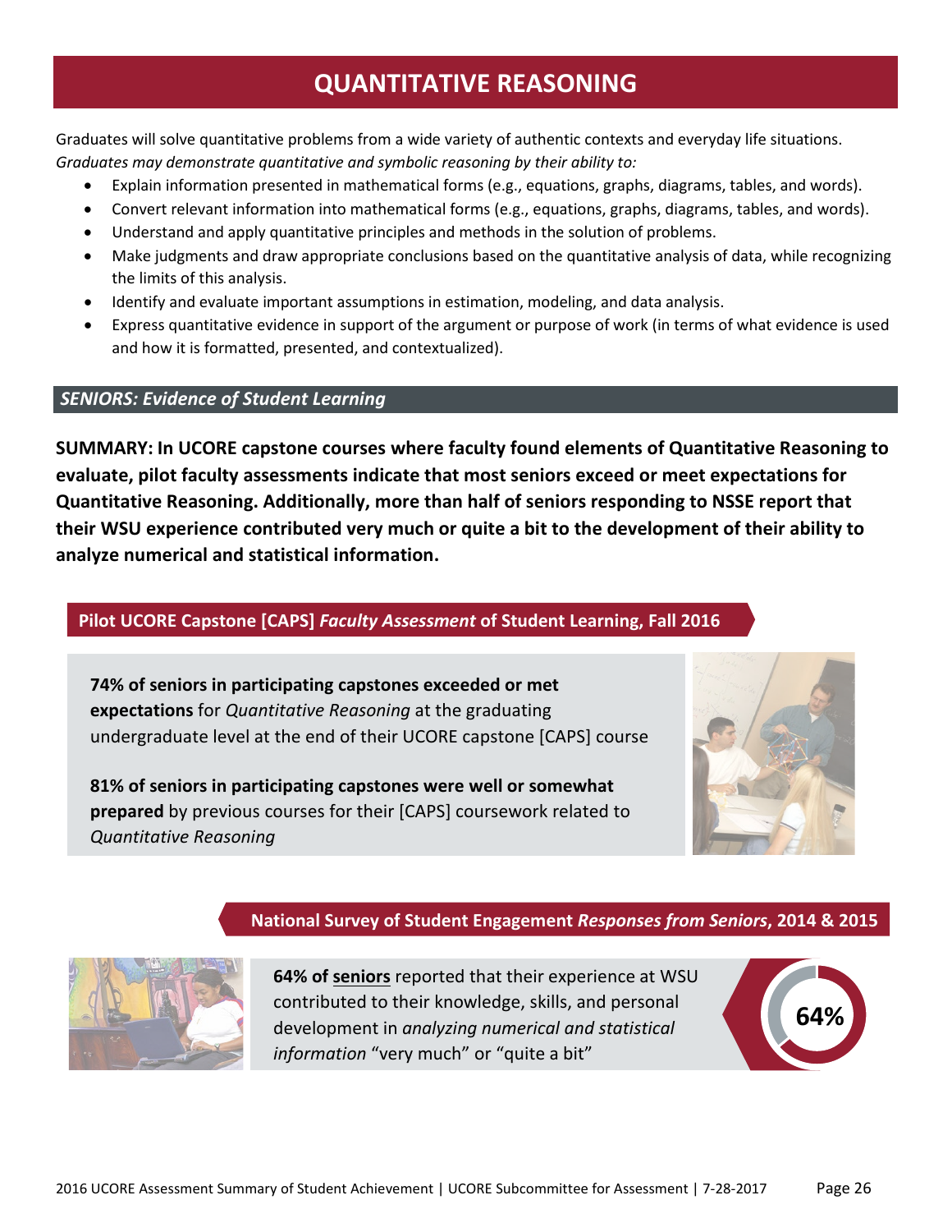# QUANTITATIVE REASONING

Graduates will solve quantitative problems from a wide variety of authentic contexts and everyday life situations. *Graduates may demonstrate quantitative and symbolic reasoning by their ability to:*

- Explain information presented in mathematical forms (e.g., equations, graphs, diagrams, tables, and words).
- Convert relevant information into mathematical forms (e.g., equations, graphs, diagrams, tables, and words).
- Understand and apply quantitative principles and methods in the solution of problems.
- Make judgments and draw appropriate conclusions based on the quantitative analysis of data, while recognizing the limits of this analysis.
- Identify and evaluate important assumptions in estimation, modeling, and data analysis.
- Express quantitative evidence in support of the argument or purpose of work (in terms of what evidence is used and how it is formatted, presented, and contextualized).

## *SENIORS: Evidence of Student Learning*

**SUMMARY: In UCORE capstone courses where faculty found elements of Quantitative Reasoning to evaluate, pilot faculty assessments indicate that most seniors exceed or meet expectations for Quantitative Reasoning. Additionally, more than half of seniors responding to NSSE report that their WSU experience contributed very much or quite a bit to the development of their ability to analyze numerical and statistical information.**

### Pilot UCORE Capstone [CAPS] *Faculty Assessment* of Student Learning, Fall 2016

**74% of seniors in participating capstones exceeded or met expectations** for *Quantitative Reasoning* at the graduating undergraduate level at the end of their UCORE capstone [CAPS] course

**81% of seniors in participating capstones were well or somewhat prepared** by previous courses for their [CAPS] coursework related to *Quantitative Reasoning*

### National Survey of Student Engagement *Responses from Seniors*, 2014 & 2015

**64% of seniors** reported that their experience at WSU contributed to their knowledge, skills, and personal development in *analyzing numerical and statistical information* "very much" or "quite a bit"

64%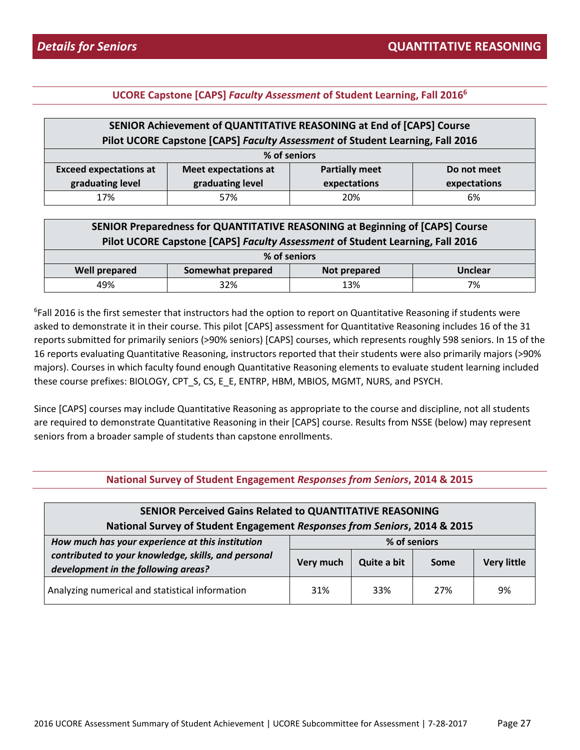## Details for Seniors — QUANTITATIVE REASONING

### UCORE Capstone [CAPS] *Faculty Assessment* of Student Learning, Fall 2016[6]

| SENIOR Achievement of QUANTITATIVE REASONING at End of [CAPS] Course<br>Pilot UCORE Capstone [CAPS] *Faculty Assessment* of Student Learning, Fall 2016 | | | |
|---|---|---|---|
| % of seniors | | | |
| **Exceed expectations at graduating level** | **Meet expectations at graduating level** | **Partially meet expectations** | **Do not meet expectations** |
| 17% | 57% | 20% | 6% |

| SENIOR Preparedness for QUANTITATIVE REASONING at Beginning of [CAPS] Course<br>Pilot UCORE Capstone [CAPS] *Faculty Assessment* of Student Learning, Fall 2016 | | | |
|---|---|---|---|
| % of seniors | | | |
| **Well prepared** | **Somewhat prepared** | **Not prepared** | **Unclear** |
| 49% | 32% | 13% | 7% |

[6]Fall 2016 is the first semester that instructors had the option to report on Quantitative Reasoning if students were asked to demonstrate it in their course. This pilot [CAPS] assessment for Quantitative Reasoning includes 16 of the 31 reports submitted for primarily seniors (>90% seniors) [CAPS] courses, which represents roughly 598 seniors. In 15 of the 16 reports evaluating Quantitative Reasoning, instructors reported that their students were also primarily majors (>90% majors). Courses in which faculty found enough Quantitative Reasoning elements to evaluate student learning included these course prefixes: BIOLOGY, CPT_S, CS, E_E, ENTRP, HBM, MBIOS, MGMT, NURS, and PSYCH.

Since [CAPS] courses may include Quantitative Reasoning as appropriate to the course and discipline, not all students are required to demonstrate Quantitative Reasoning in their [CAPS] course. Results from NSSE (below) may represent seniors from a broader sample of students than capstone enrollments.

### National Survey of Student Engagement *Responses from Seniors*, 2014 & 2015

| SENIOR Perceived Gains Related to QUANTITATIVE REASONING<br>National Survey of Student Engagement *Responses from Seniors*, 2014 & 2015 | | | | |
|---|---|---|---|---|
| ***How much has your experience at this institution contributed to your knowledge, skills, and personal development in the following areas?*** | % of seniors | | | |
| | **Very much** | **Quite a bit** | **Some** | **Very little** |
| Analyzing numerical and statistical information | 31% | 33% | 27% | 9% |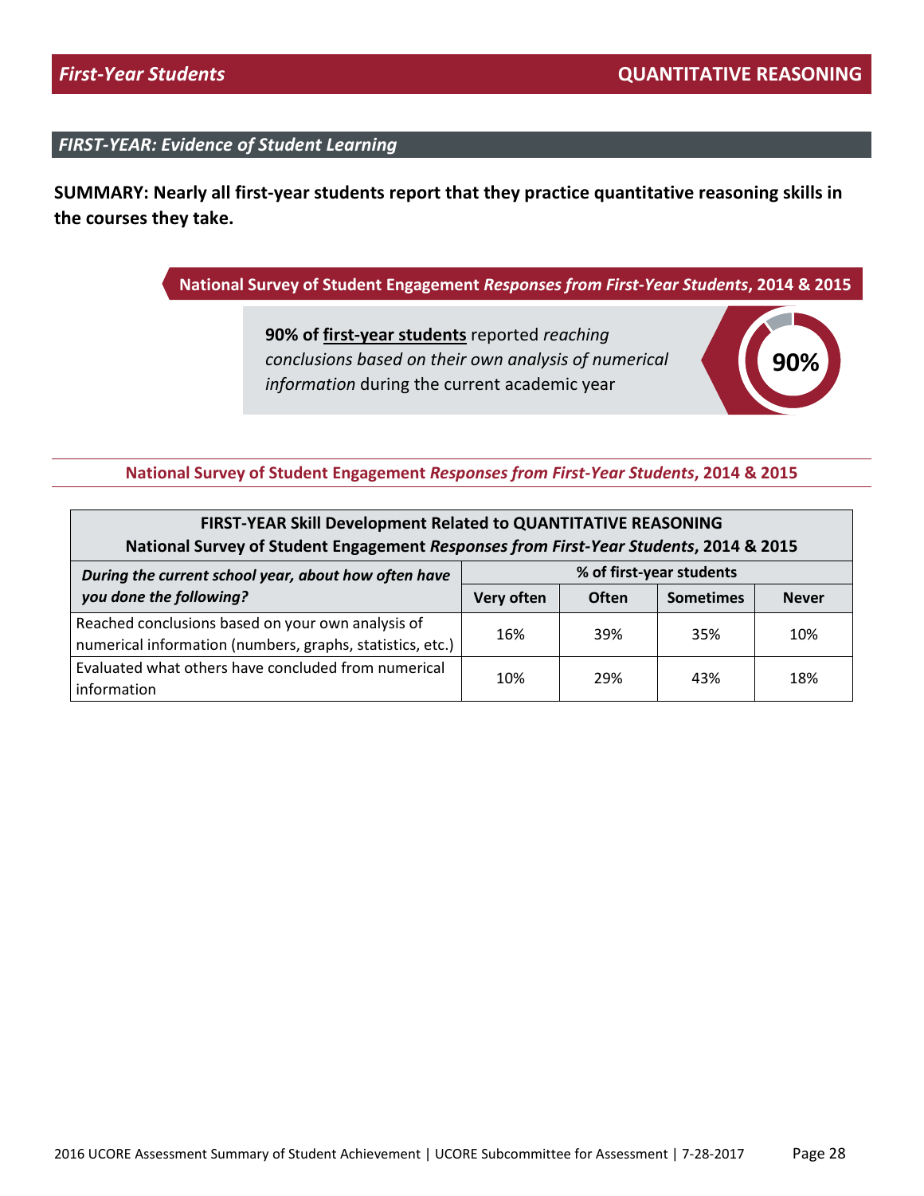## First-Year Students — QUANTITATIVE REASONING

### FIRST-YEAR: Evidence of Student Learning

**SUMMARY: Nearly all first-year students report that they practice quantitative reasoning skills in the courses they take.**

**National Survey of Student Engagement *Responses from First-Year Students*, 2014 & 2015**

**90% of first-year students** reported *reaching conclusions based on their own analysis of numerical information* during the current academic year

90%

**National Survey of Student Engagement *Responses from First-Year Students*, 2014 & 2015**

**FIRST-YEAR Skill Development Related to QUANTITATIVE REASONING**
**National Survey of Student Engagement *Responses from First-Year Students*, 2014 & 2015**

| ***During the current school year, about how often have you done the following?*** | **% of first-year students** | | | |
|---|---|---|---|---|
| | **Very often** | **Often** | **Sometimes** | **Never** |
| Reached conclusions based on your own analysis of numerical information (numbers, graphs, statistics, etc.) | 16% | 39% | 35% | 10% |
| Evaluated what others have concluded from numerical information | 10% | 29% | 43% | 18% |